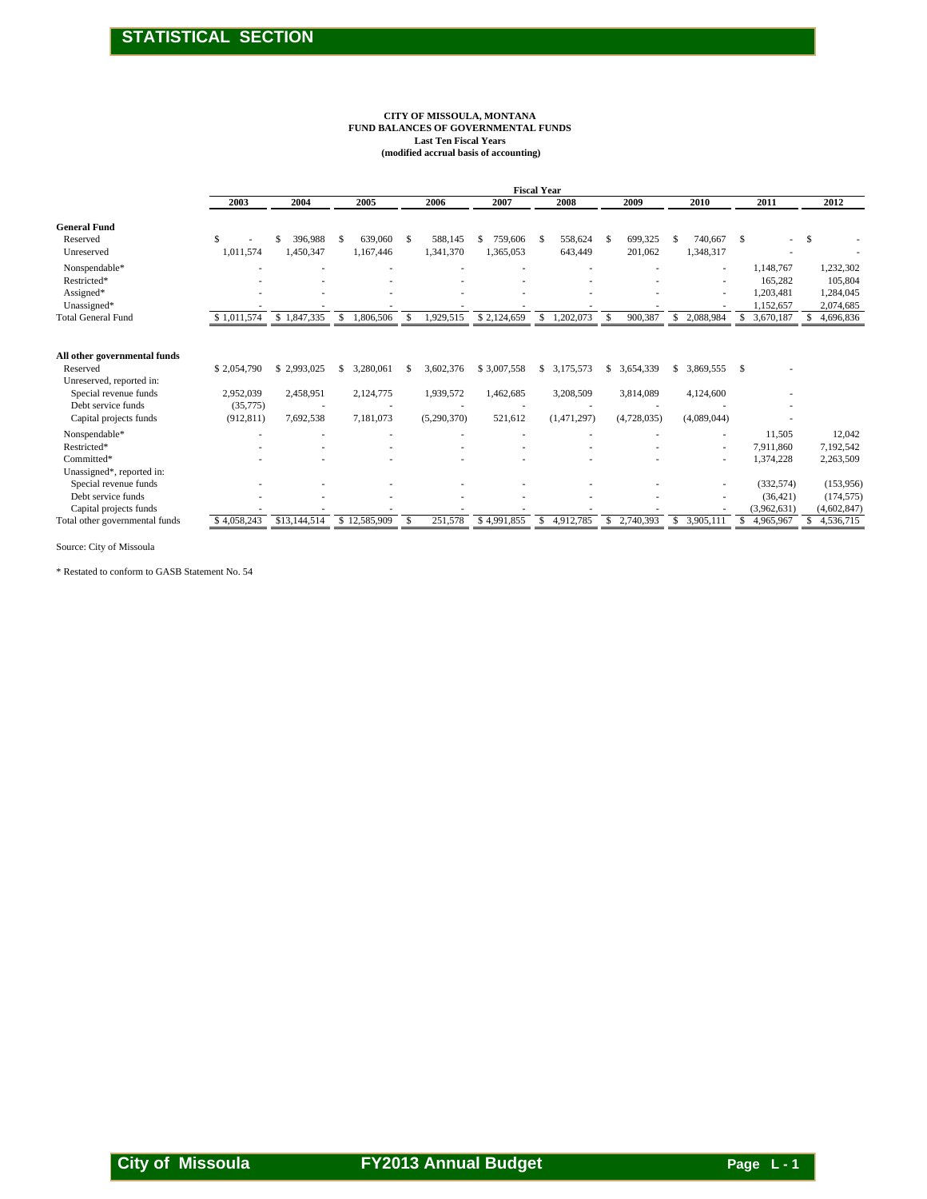## STATISTICAL SECTION

**CITY OF MISSOULA, MONTANA**
**FUND BALANCES OF GOVERNMENTAL FUNDS**
**Last Ten Fiscal Years**
**(modified accrual basis of accounting)**

| | Fiscal Year | | | | | | | | | |
|---|---|---|---|---|---|---|---|---|---|---|
| | 2003 | 2004 | 2005 | 2006 | 2007 | 2008 | 2009 | 2010 | 2011 | 2012 |
| **General Fund** | | | | | | | | | | |
| Reserved | $ - | $ 396,988 | $ 639,060 | $ 588,145 | $ 759,606 | $ 558,624 | $ 699,325 | $ 740,667 | $ - | $ - |
| Unreserved | 1,011,574 | 1,450,347 | 1,167,446 | 1,341,370 | 1,365,053 | 643,449 | 201,062 | 1,348,317 | - | - |
| Nonspendable* | - | - | - | - | - | - | - | - | 1,148,767 | 1,232,302 |
| Restricted* | - | - | - | - | - | - | - | - | 165,282 | 105,804 |
| Assigned* | - | - | - | - | - | - | - | - | 1,203,481 | 1,284,045 |
| Unassigned* | - | - | - | - | - | - | - | - | 1,152,657 | 2,074,685 |
| Total General Fund | $ 1,011,574 | $ 1,847,335 | $ 1,806,506 | $ 1,929,515 | $ 2,124,659 | $ 1,202,073 | $ 900,387 | $ 2,088,984 | $ 3,670,187 | $ 4,696,836 |
| | | | | | | | | | | |
| **All other governmental funds** | | | | | | | | | | |
| Reserved | $ 2,054,790 | $ 2,993,025 | $ 3,280,061 | $ 3,602,376 | $ 3,007,558 | $ 3,175,573 | $ 3,654,339 | $ 3,869,555 | $ - | |
| Unreserved, reported in: | | | | | | | | | | |
| Special revenue funds | 2,952,039 | 2,458,951 | 2,124,775 | 1,939,572 | 1,462,685 | 3,208,509 | 3,814,089 | 4,124,600 | - | |
| Debt service funds | (35,775) | - | - | - | - | - | - | - | - | |
| Capital projects funds | (912,811) | 7,692,538 | 7,181,073 | (5,290,370) | 521,612 | (1,471,297) | (4,728,035) | (4,089,044) | - | |
| Nonspendable* | - | - | - | - | - | - | - | - | 11,505 | 12,042 |
| Restricted* | - | - | - | - | - | - | - | - | 7,911,860 | 7,192,542 |
| Committed* | - | - | - | - | - | - | - | - | 1,374,228 | 2,263,509 |
| Unassigned*, reported in: | | | | | | | | | | |
| Special revenue funds | - | - | - | - | - | - | - | - | (332,574) | (153,956) |
| Debt service funds | - | - | - | - | - | - | - | - | (36,421) | (174,575) |
| Capital projects funds | - | - | - | - | - | - | - | - | (3,962,631) | (4,602,847) |
| Total other governmental funds | $ 4,058,243 | $13,144,514 | $ 12,585,909 | $ 251,578 | $ 4,991,855 | $ 4,912,785 | $ 2,740,393 | $ 3,905,111 | $ 4,965,967 | $ 4,536,715 |

Source: City of Missoula

\* Restated to conform to GASB Statement No. 54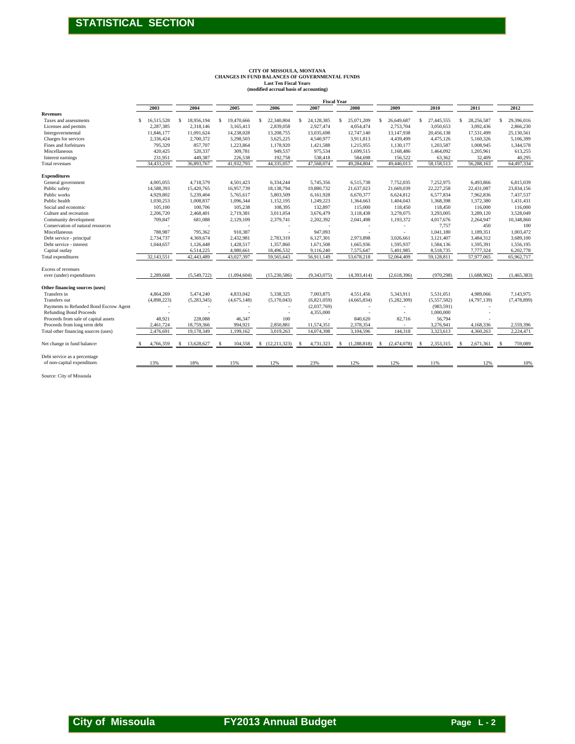# STATISTICAL SECTION

**CITY OF MISSOULA, MONTANA**
**CHANGES IN FUND BALANCES OF GOVERNMENTAL FUNDS**
**Last Ten Fiscal Years**
**(modified accrual basis of accounting)**

| | Fiscal Year | | | | | | | | | |
|---|---|---|---|---|---|---|---|---|---|---|
| | 2003 | 2004 | 2005 | 2006 | 2007 | 2008 | 2009 | 2010 | 2011 | 2012 |
| **Revenues** | | | | | | | | | | |
| Taxes and assessments | $ 16,515,528 | $ 18,956,194 | $ 19,470,666 | $ 22,340,804 | $ 24,128,385 | $ 25,071,209 | $ 26,649,687 | $ 27,445,555 | $ 28,256,587 | $ 29,396,016 |
| Licenses and permits | 2,287,385 | 2,318,146 | 3,165,413 | 2,839,058 | 2,927,474 | 4,054,474 | 2,753,704 | 3,050,653 | 3,092,436 | 2,866,230 |
| Intergovernmental | 11,846,177 | 11,091,624 | 14,238,028 | 13,208,755 | 13,035,698 | 12,747,140 | 13,147,938 | 20,456,138 | 17,531,499 | 25,130,561 |
| Charges for services | 2,336,424 | 2,700,372 | 3,298,503 | 3,625,225 | 4,540,977 | 3,911,813 | 4,439,499 | 4,475,126 | 5,160,326 | 5,106,399 |
| Fines and forfeitures | 795,329 | 857,707 | 1,223,864 | 1,178,920 | 1,421,588 | 1,215,955 | 1,130,177 | 1,203,587 | 1,008,945 | 1,344,578 |
| Miscellaneous | 420,425 | 520,337 | 309,781 | 949,537 | 975,534 | 1,699,515 | 1,168,486 | 1,464,092 | 1,205,961 | 613,255 |
| Interest earnings | 231,951 | 449,387 | 226,538 | 192,758 | 538,418 | 584,698 | 156,522 | 63,362 | 32,409 | 40,295 |
| Total revenues | 34,433,219 | 36,893,767 | 41,932,793 | 44,335,057 | 47,568,074 | 49,284,804 | 49,446,013 | 58,158,513 | 56,288,163 | 64,497,334 |
| **Expenditures** | | | | | | | | | | |
| General government | 4,005,055 | 4,718,579 | 4,501,423 | 6,334,244 | 5,745,356 | 6,515,738 | 7,752,035 | 7,252,975 | 6,493,866 | 6,815,039 |
| Public safety | 14,588,393 | 15,420,765 | 16,957,739 | 18,138,794 | 19,880,732 | 21,637,023 | 21,669,039 | 22,227,258 | 22,431,087 | 23,834,156 |
| Public works | 4,929,802 | 5,239,404 | 5,765,617 | 5,803,509 | 6,161,928 | 6,670,377 | 6,624,812 | 6,577,834 | 7,962,836 | 7,437,537 |
| Public health | 1,030,253 | 1,008,837 | 1,096,344 | 1,152,195 | 1,249,223 | 1,364,663 | 1,404,043 | 1,368,398 | 1,372,380 | 1,431,431 |
| Social and economic | 105,100 | 100,706 | 105,238 | 108,395 | 132,897 | 115,000 | 118,450 | 118,450 | 116,000 | 116,000 |
| Culture and recreation | 2,206,720 | 2,468,401 | 2,719,381 | 3,011,054 | 3,676,479 | 3,118,438 | 3,278,075 | 3,293,005 | 3,289,120 | 3,528,049 |
| Community development | 709,847 | 681,088 | 2,129,109 | 2,379,741 | 2,202,392 | 2,041,498 | 1,193,372 | 4,017,676 | 2,264,947 | 10,348,860 |
| Conservation of natural resources | - | - | - | - | - | - | - | 7,757 | 450 | 100 |
| Miscellaneous | 788,987 | 795,362 | 910,387 | - | 947,093 | - | - | 1,041,180 | 1,189,351 | 1,003,472 |
| Debt service - principal | 2,734,737 | 4,369,674 | 2,432,981 | 2,783,319 | 6,127,301 | 2,973,898 | 3,026,661 | 3,121,407 | 3,484,312 | 3,689,100 |
| Debt service - interest | 1,044,657 | 1,126,448 | 1,428,517 | 1,357,860 | 1,671,508 | 1,665,936 | 1,595,937 | 1,584,136 | 1,595,391 | 1,556,195 |
| Capital outlay | | 6,514,225 | 4,980,661 | 18,496,532 | 9,116,240 | 7,575,647 | 5,401,985 | 8,518,735 | 7,777,324 | 6,202,778 |
| Total expenditures | 32,143,551 | 42,443,489 | 43,027,397 | 59,565,643 | 56,911,149 | 53,678,218 | 52,064,409 | 59,128,811 | 57,977,065 | 65,962,717 |
| Excess of revenues over (under) expenditures | 2,289,668 | (5,549,722) | (1,094,604) | (15,230,586) | (9,343,075) | (4,393,414) | (2,618,396) | (970,298) | (1,688,902) | (1,465,383) |
| **Other financing sources (uses)** | | | | | | | | | | |
| Transfers in | 4,864,269 | 5,474,240 | 4,833,042 | 5,338,325 | 7,003,875 | 4,551,456 | 5,343,911 | 5,531,051 | 4,989,066 | 7,143,975 |
| Transfers out | (4,898,223) | (5,283,345) | (4,675,148) | (5,170,043) | (6,821,059) | (4,665,834) | (5,282,309) | (5,557,582) | (4,797,139) | (7,478,899) |
| Payments to Refunded Bond Escrow Agent | - | - | - | - | (2,037,769) | - | - | (983,591) | - | |
| Refunding Bond Proceeds | - | - | - | - | 4,355,000 | - | - | 1,000,000 | - | |
| Proceeds from sale of capital assets | 48,921 | 228,088 | 46,347 | 100 | - | 840,620 | 82,716 | 56,794 | - | |
| Proceeds from long term debt | 2,461,724 | 18,759,366 | 994,921 | 2,850,881 | 11,574,351 | 2,378,354 | - | 3,276,941 | 4,168,336 | 2,559,396 |
| Total other financing sources (uses) | 2,476,691 | 19,178,349 | 1,199,162 | 3,019,263 | 14,074,398 | 3,104,596 | 144,318 | 3,323,613 | 4,360,263 | 2,224,471 |
| Net change in fund balances | $ 4,766,359 | $ 13,628,627 | $ 104,558 | $ (12,211,323) | $ 4,731,323 | $ (1,288,818) | $ (2,474,078) | $ 2,353,315 | $ 2,671,361 | $ 759,089 |
| Debt service as a percentage of non-capital expenditures | 13% | 18% | 15% | 12% | 23% | 12% | 12% | 11% | 12% | 10% |

Source: City of Missoula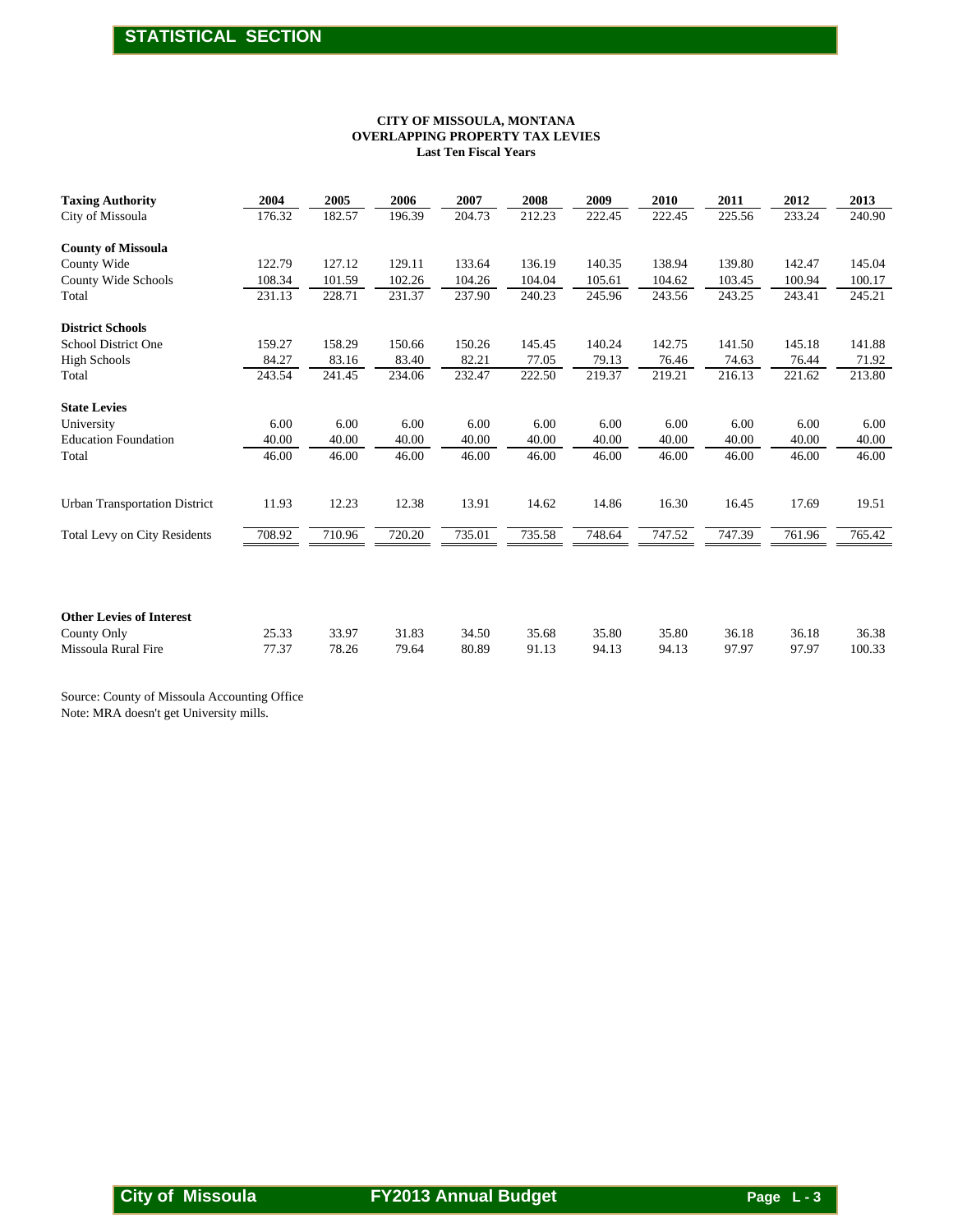# CITY OF MISSOULA, MONTANA
## OVERLAPPING PROPERTY TAX LEVIES
### Last Ten Fiscal Years

| Taxing Authority | 2004 | 2005 | 2006 | 2007 | 2008 | 2009 | 2010 | 2011 | 2012 | 2013 |
|---|---|---|---|---|---|---|---|---|---|---|
| City of Missoula | 176.32 | 182.57 | 196.39 | 204.73 | 212.23 | 222.45 | 222.45 | 225.56 | 233.24 | 240.90 |
| **County of Missoula** | | | | | | | | | | |
| County Wide | 122.79 | 127.12 | 129.11 | 133.64 | 136.19 | 140.35 | 138.94 | 139.80 | 142.47 | 145.04 |
| County Wide Schools | 108.34 | 101.59 | 102.26 | 104.26 | 104.04 | 105.61 | 104.62 | 103.45 | 100.94 | 100.17 |
| Total | 231.13 | 228.71 | 231.37 | 237.90 | 240.23 | 245.96 | 243.56 | 243.25 | 243.41 | 245.21 |
| **District Schools** | | | | | | | | | | |
| School District One | 159.27 | 158.29 | 150.66 | 150.26 | 145.45 | 140.24 | 142.75 | 141.50 | 145.18 | 141.88 |
| High Schools | 84.27 | 83.16 | 83.40 | 82.21 | 77.05 | 79.13 | 76.46 | 74.63 | 76.44 | 71.92 |
| Total | 243.54 | 241.45 | 234.06 | 232.47 | 222.50 | 219.37 | 219.21 | 216.13 | 221.62 | 213.80 |
| **State Levies** | | | | | | | | | | |
| University | 6.00 | 6.00 | 6.00 | 6.00 | 6.00 | 6.00 | 6.00 | 6.00 | 6.00 | 6.00 |
| Education Foundation | 40.00 | 40.00 | 40.00 | 40.00 | 40.00 | 40.00 | 40.00 | 40.00 | 40.00 | 40.00 |
| Total | 46.00 | 46.00 | 46.00 | 46.00 | 46.00 | 46.00 | 46.00 | 46.00 | 46.00 | 46.00 |
| Urban Transportation District | 11.93 | 12.23 | 12.38 | 13.91 | 14.62 | 14.86 | 16.30 | 16.45 | 17.69 | 19.51 |
| Total Levy on City Residents | 708.92 | 710.96 | 720.20 | 735.01 | 735.58 | 748.64 | 747.52 | 747.39 | 761.96 | 765.42 |
| **Other Levies of Interest** | | | | | | | | | | |
| County Only | 25.33 | 33.97 | 31.83 | 34.50 | 35.68 | 35.80 | 35.80 | 36.18 | 36.18 | 36.38 |
| Missoula Rural Fire | 77.37 | 78.26 | 79.64 | 80.89 | 91.13 | 94.13 | 94.13 | 97.97 | 97.97 | 100.33 |

Source: County of Missoula Accounting Office
Note: MRA doesn't get University mills.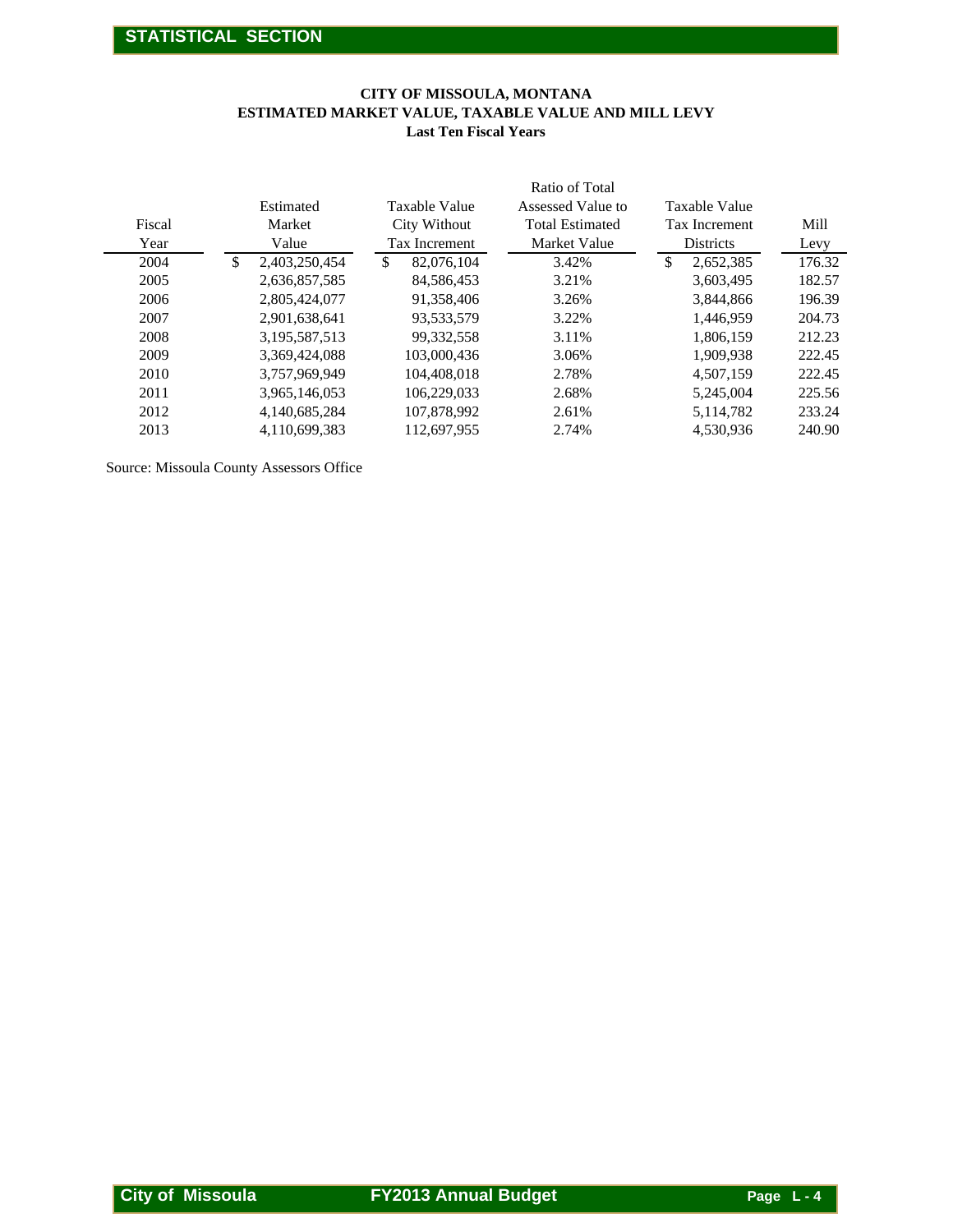## CITY OF MISSOULA, MONTANA
## ESTIMATED MARKET VALUE, TAXABLE VALUE AND MILL LEVY
### Last Ten Fiscal Years

| Fiscal Year | Estimated Market Value | Taxable Value City Without Tax Increment | Ratio of Total Assessed Value to Total Estimated Market Value | Taxable Value Tax Increment Districts | Mill Levy |
|---|---|---|---|---|---|
| 2004 | $ 2,403,250,454 | $ 82,076,104 | 3.42% | $ 2,652,385 | 176.32 |
| 2005 | 2,636,857,585 | 84,586,453 | 3.21% | 3,603,495 | 182.57 |
| 2006 | 2,805,424,077 | 91,358,406 | 3.26% | 3,844,866 | 196.39 |
| 2007 | 2,901,638,641 | 93,533,579 | 3.22% | 1,446,959 | 204.73 |
| 2008 | 3,195,587,513 | 99,332,558 | 3.11% | 1,806,159 | 212.23 |
| 2009 | 3,369,424,088 | 103,000,436 | 3.06% | 1,909,938 | 222.45 |
| 2010 | 3,757,969,949 | 104,408,018 | 2.78% | 4,507,159 | 222.45 |
| 2011 | 3,965,146,053 | 106,229,033 | 2.68% | 5,245,004 | 225.56 |
| 2012 | 4,140,685,284 | 107,878,992 | 2.61% | 5,114,782 | 233.24 |
| 2013 | 4,110,699,383 | 112,697,955 | 2.74% | 4,530,936 | 240.90 |

Source: Missoula County Assessors Office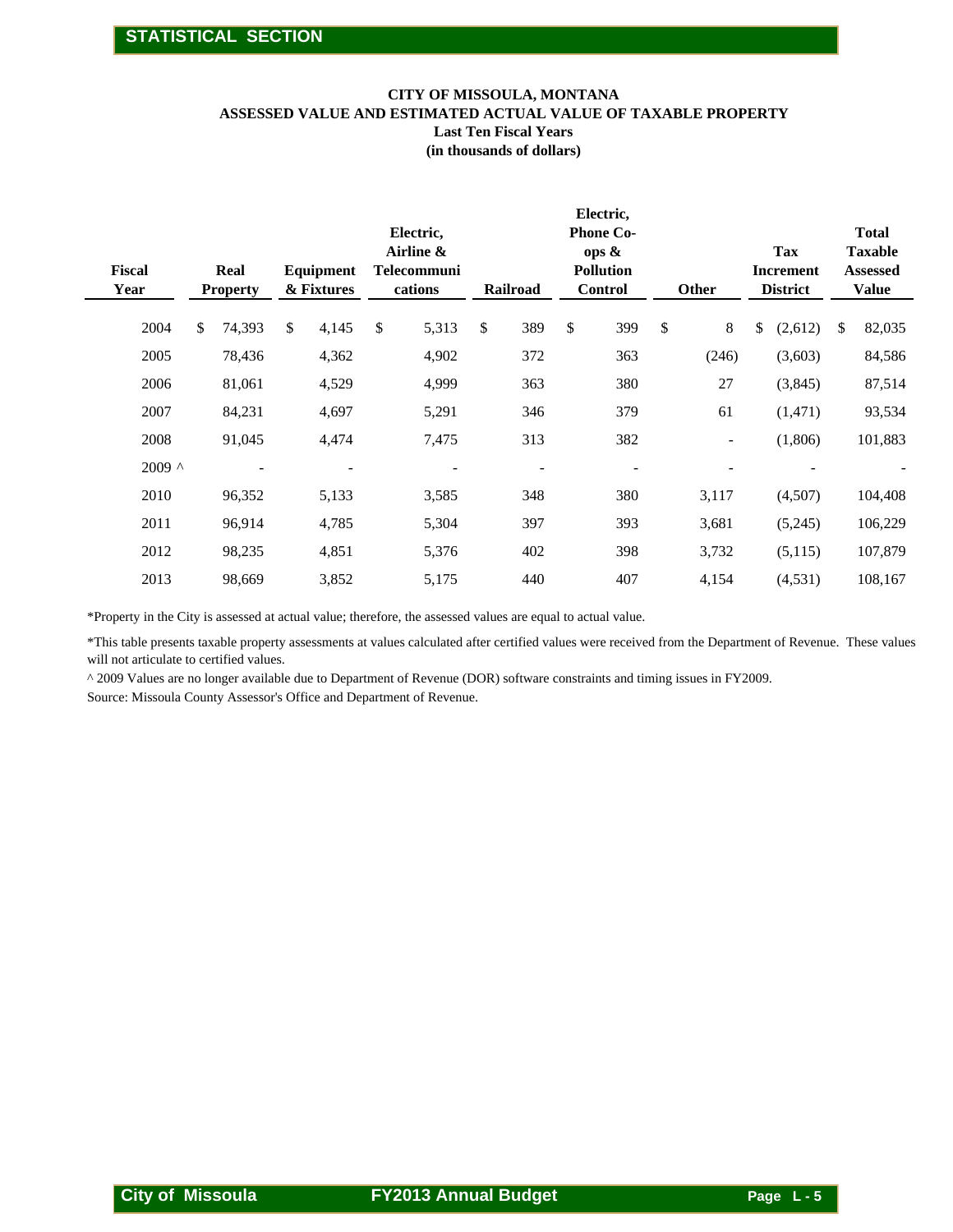## STATISTICAL SECTION

### CITY OF MISSOULA, MONTANA
### ASSESSED VALUE AND ESTIMATED ACTUAL VALUE OF TAXABLE PROPERTY
**Last Ten Fiscal Years**
**(in thousands of dollars)**

| Fiscal Year | Real Property | Equipment & Fixtures | Electric, Airline & Telecommunications | Railroad | Electric, Phone Co-ops & Pollution Control | Other | Tax Increment District | Total Taxable Assessed Value |
|---|---|---|---|---|---|---|---|---|
| 2004 | $ 74,393 | $ 4,145 | $ 5,313 | $ 389 | $ 399 | $ 8 | $ (2,612) | $ 82,035 |
| 2005 | 78,436 | 4,362 | 4,902 | 372 | 363 | (246) | (3,603) | 84,586 |
| 2006 | 81,061 | 4,529 | 4,999 | 363 | 380 | 27 | (3,845) | 87,514 |
| 2007 | 84,231 | 4,697 | 5,291 | 346 | 379 | 61 | (1,471) | 93,534 |
| 2008 | 91,045 | 4,474 | 7,475 | 313 | 382 | - | (1,806) | 101,883 |
| 2009 ^ | - | - | - | - | - | - | - | - |
| 2010 | 96,352 | 5,133 | 3,585 | 348 | 380 | 3,117 | (4,507) | 104,408 |
| 2011 | 96,914 | 4,785 | 5,304 | 397 | 393 | 3,681 | (5,245) | 106,229 |
| 2012 | 98,235 | 4,851 | 5,376 | 402 | 398 | 3,732 | (5,115) | 107,879 |
| 2013 | 98,669 | 3,852 | 5,175 | 440 | 407 | 4,154 | (4,531) | 108,167 |

*Property in the City is assessed at actual value; therefore, the assessed values are equal to actual value.

*This table presents taxable property assessments at values calculated after certified values were received from the Department of Revenue. These values will not articulate to certified values.

^ 2009 Values are no longer available due to Department of Revenue (DOR) software constraints and timing issues in FY2009.

Source: Missoula County Assessor's Office and Department of Revenue.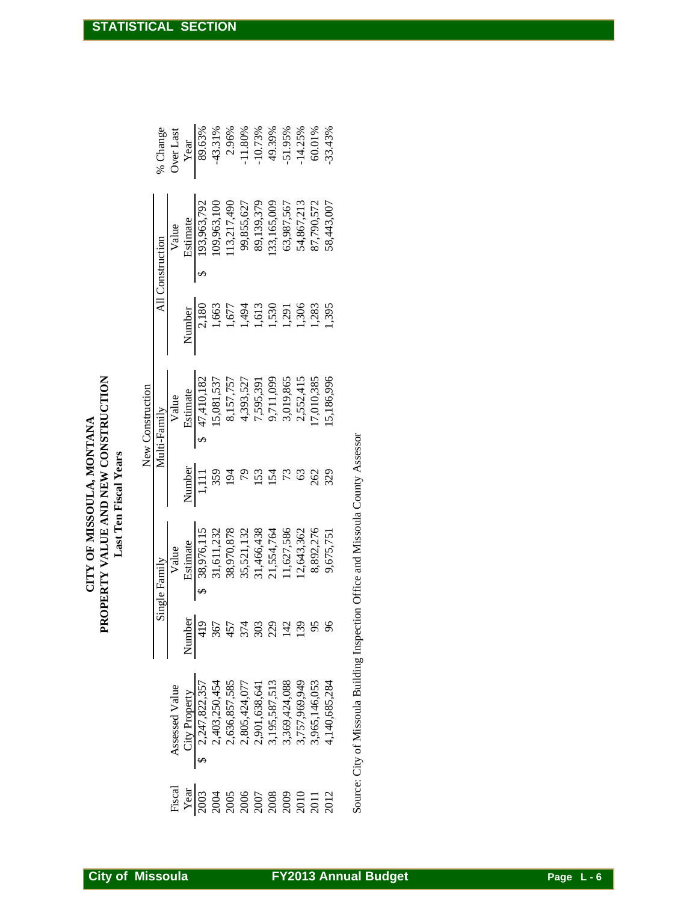# CITY OF MISSOULA, MONTANA
## PROPERTY VALUE AND NEW CONSTRUCTION
### Last Ten Fiscal Years

| Fiscal Year | Assessed Value City Property | New Construction | | | | All Construction | | % Change Over Last Year |
|---|---|---|---|---|---|---|---|---|
| | | Single Family | | Multi-Family | | | | |
| | | Number | Value Estimate | Number | Value Estimate | Number | Value Estimate | |
| 2003 | $ 2,247,822,357 | 419 | $ 38,976,115 | 1,111 | $ 47,410,182 | 2,180 | $ 193,963,792 | 89.63% |
| 2004 | 2,403,250,454 | 367 | 31,611,232 | 359 | 15,081,537 | 1,663 | 109,963,100 | -43.31% |
| 2005 | 2,636,857,585 | 457 | 38,970,878 | 194 | 8,157,757 | 1,677 | 113,217,490 | 2.96% |
| 2006 | 2,805,424,077 | 374 | 35,521,132 | 79 | 4,393,527 | 1,494 | 99,855,627 | -11.80% |
| 2007 | 2,901,638,641 | 303 | 31,466,438 | 153 | 7,595,391 | 1,613 | 89,139,379 | -10.73% |
| 2008 | 3,195,587,513 | 229 | 21,554,764 | 154 | 9,711,099 | 1,530 | 133,165,009 | 49.39% |
| 2009 | 3,369,424,088 | 142 | 11,627,586 | 73 | 3,019,865 | 1,291 | 63,987,567 | -51.95% |
| 2010 | 3,757,969,949 | 139 | 12,643,362 | 63 | 2,552,415 | 1,306 | 54,867,213 | -14.25% |
| 2011 | 3,965,146,053 | 95 | 8,892,276 | 262 | 17,010,385 | 1,283 | 87,790,572 | 60.01% |
| 2012 | 4,140,685,284 | 96 | 9,675,751 | 329 | 15,186,996 | 1,395 | 58,443,007 | -33.43% |

Source: City of Missoula Building Inspection Office and Missoula County Assessor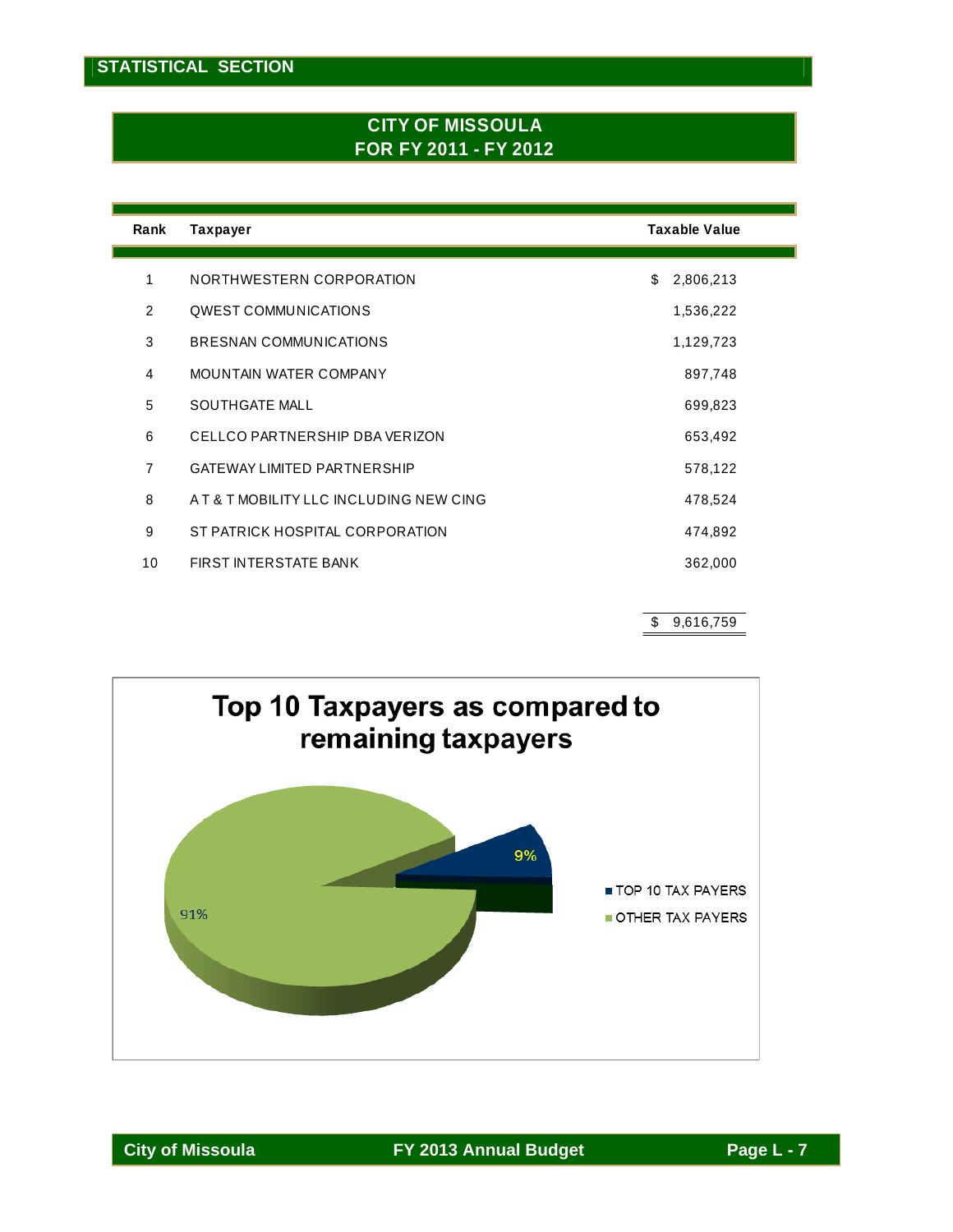## STATISTICAL SECTION

# CITY OF MISSOULA
## FOR FY 2011 - FY 2012

| Rank | Taxpayer | Taxable Value |
|---|---|---|
| 1 | NORTHWESTERN CORPORATION | $ 2,806,213 |
| 2 | QWEST COMMUNICATIONS | 1,536,222 |
| 3 | BRESNAN COMMUNICATIONS | 1,129,723 |
| 4 | MOUNTAIN WATER COMPANY | 897,748 |
| 5 | SOUTHGATE MALL | 699,823 |
| 6 | CELLCO PARTNERSHIP DBA VERIZON | 653,492 |
| 7 | GATEWAY LIMITED PARTNERSHIP | 578,122 |
| 8 | A T & T MOBILITY LLC INCLUDING NEW CING | 478,524 |
| 9 | ST PATRICK HOSPITAL CORPORATION | 474,892 |
| 10 | FIRST INTERSTATE BANK | 362,000 |
| | | $ 9,616,759 |

**Top 10 Taxpayers as compared to remaining taxpayers**

- TOP 10 TAX PAYERS: 9%
- OTHER TAX PAYERS: 91%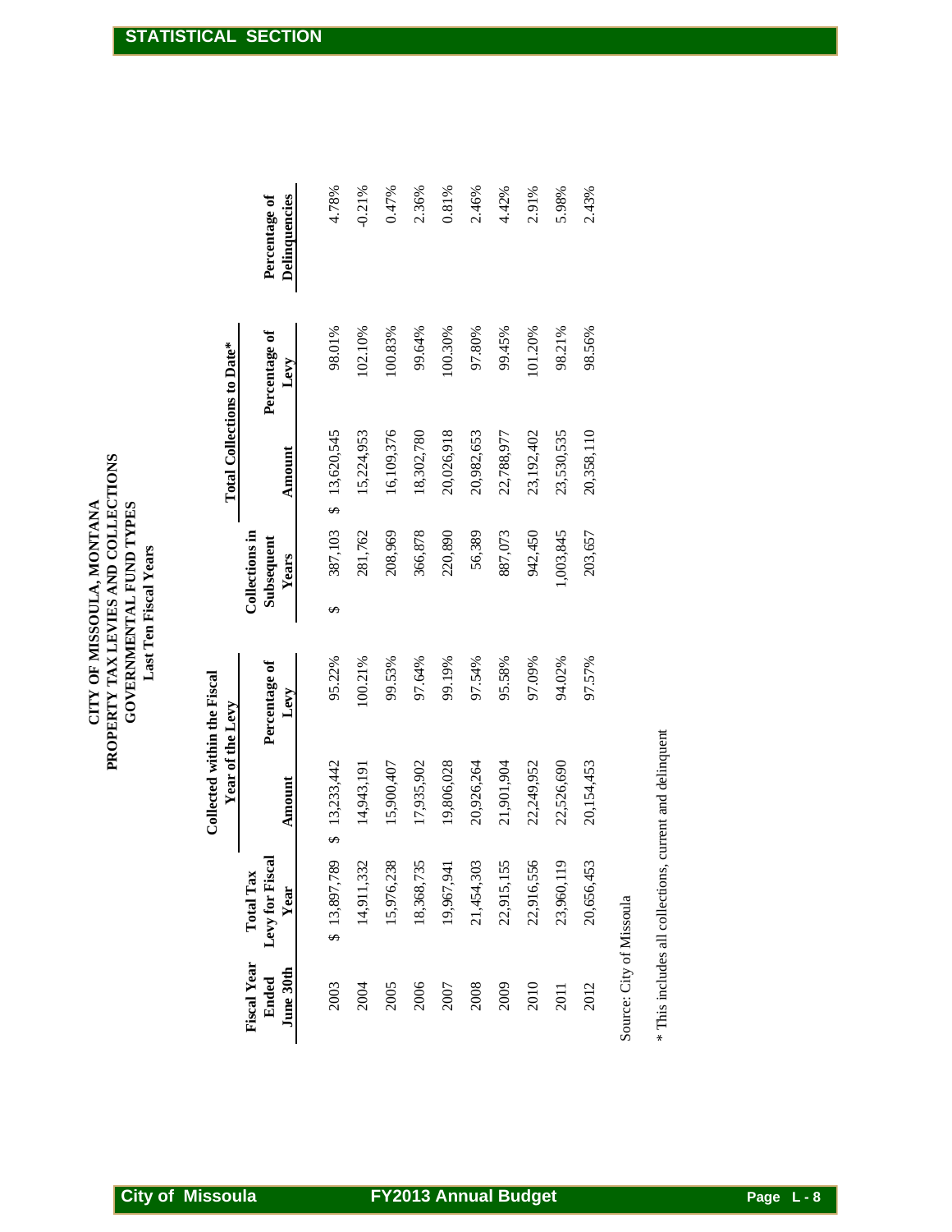# CITY OF MISSOULA, MONTANA
## PROPERTY TAX LEVIES AND COLLECTIONS
## GOVERNMENTAL FUND TYPES
### Last Ten Fiscal Years

| Fiscal Year Ended June 30th | Total Tax Levy for Fiscal Year | Collected within the Fiscal Year of the Levy | | Collections in Subsequent Years | Total Collections to Date* | | Percentage of Delinquencies |
|---|---|---|---|---|---|---|---|
| | | Amount | Percentage of Levy | | Amount | Percentage of Levy | |
| 2003 | $ 13,897,789 | $ 13,233,442 | 95.22% | $ 387,103 | $ 13,620,545 | 98.01% | 4.78% |
| 2004 | 14,911,332 | 14,943,191 | 100.21% | 281,762 | 15,224,953 | 102.10% | -0.21% |
| 2005 | 15,976,238 | 15,900,407 | 99.53% | 208,969 | 16,109,376 | 100.83% | 0.47% |
| 2006 | 18,368,735 | 17,935,902 | 97.64% | 366,878 | 18,302,780 | 99.64% | 2.36% |
| 2007 | 19,967,941 | 19,806,028 | 99.19% | 220,890 | 20,026,918 | 100.30% | 0.81% |
| 2008 | 21,454,303 | 20,926,264 | 97.54% | 56,389 | 20,982,653 | 97.80% | 2.46% |
| 2009 | 22,915,155 | 21,901,904 | 95.58% | 887,073 | 22,788,977 | 99.45% | 4.42% |
| 2010 | 22,916,556 | 22,249,952 | 97.09% | 942,450 | 23,192,402 | 101.20% | 2.91% |
| 2011 | 23,960,119 | 22,526,690 | 94.02% | 1,003,845 | 23,530,535 | 98.21% | 5.98% |
| 2012 | 20,656,453 | 20,154,453 | 97.57% | 203,657 | 20,358,110 | 98.56% | 2.43% |

Source: City of Missoula

* This includes all collections, current and delinquent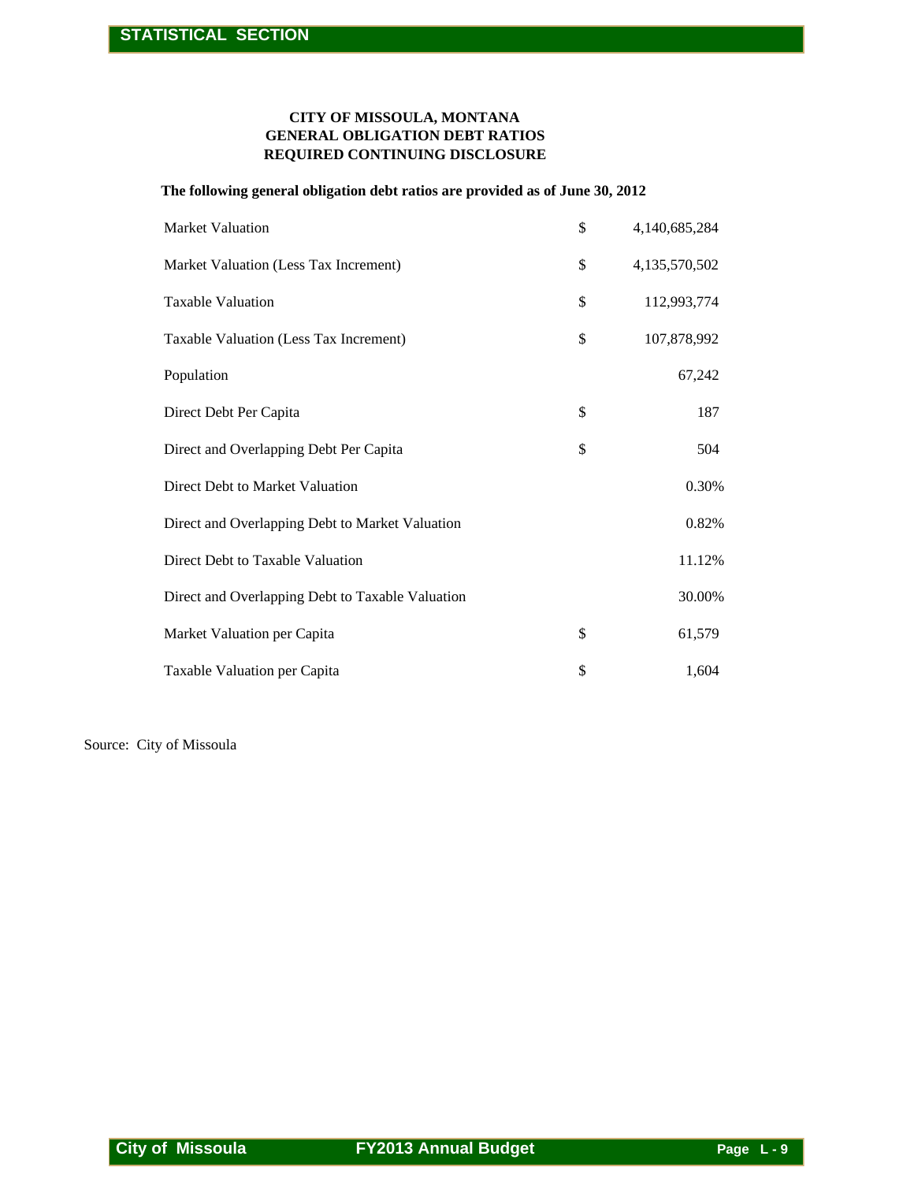## CITY OF MISSOULA, MONTANA
## GENERAL OBLIGATION DEBT RATIOS
## REQUIRED CONTINUING DISCLOSURE

**The following general obligation debt ratios are provided as of June 30, 2012**

| | | |
|---|---|---|
| Market Valuation | $ | 4,140,685,284 |
| Market Valuation (Less Tax Increment) | $ | 4,135,570,502 |
| Taxable Valuation | $ | 112,993,774 |
| Taxable Valuation (Less Tax Increment) | $ | 107,878,992 |
| Population | | 67,242 |
| Direct Debt Per Capita | $ | 187 |
| Direct and Overlapping Debt Per Capita | $ | 504 |
| Direct Debt to Market Valuation | | 0.30% |
| Direct and Overlapping Debt to Market Valuation | | 0.82% |
| Direct Debt to Taxable Valuation | | 11.12% |
| Direct and Overlapping Debt to Taxable Valuation | | 30.00% |
| Market Valuation per Capita | $ | 61,579 |
| Taxable Valuation per Capita | $ | 1,604 |

Source: City of Missoula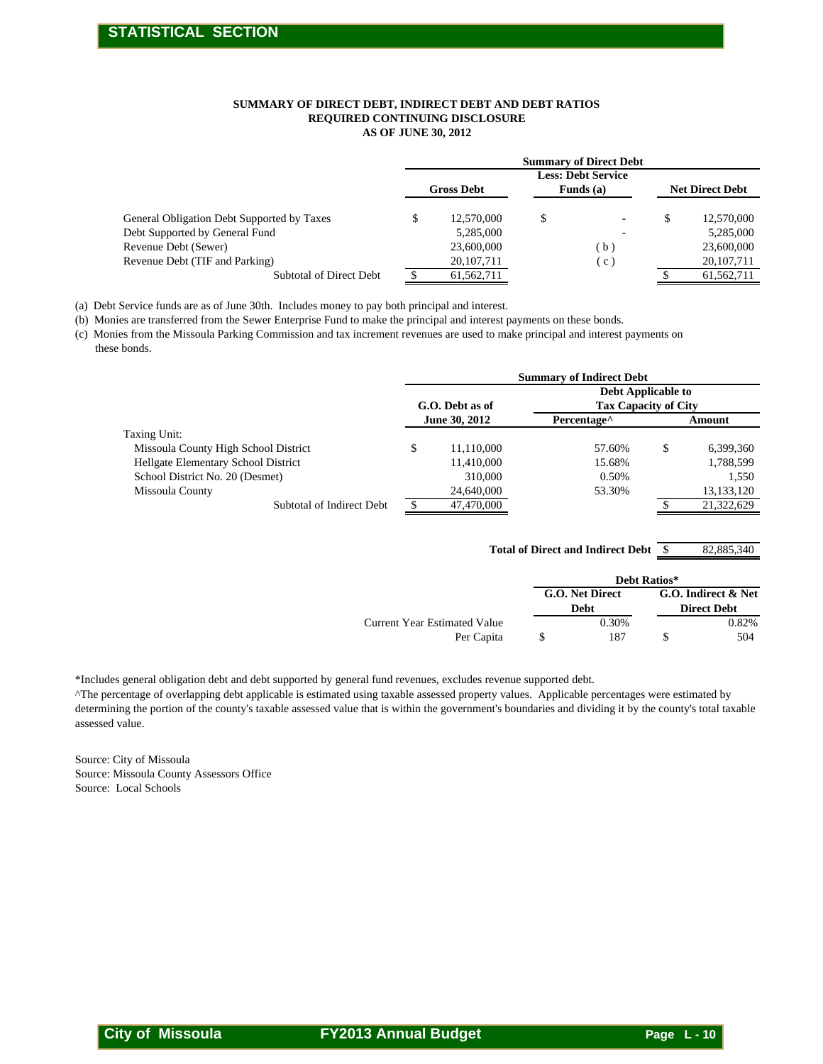## SUMMARY OF DIRECT DEBT, INDIRECT DEBT AND DEBT RATIOS
## REQUIRED CONTINUING DISCLOSURE
## AS OF JUNE 30, 2012

| | Summary of Direct Debt | | |
|---|---|---|---|
| | Gross Debt | Less: Debt Service Funds (a) | Net Direct Debt |
| General Obligation Debt Supported by Taxes | $ 12,570,000 | $ - | $ 12,570,000 |
| Debt Supported by General Fund | 5,285,000 | - | 5,285,000 |
| Revenue Debt (Sewer) | 23,600,000 | ( b ) | 23,600,000 |
| Revenue Debt (TIF and Parking) | 20,107,711 | ( c ) | 20,107,711 |
| Subtotal of Direct Debt | $ 61,562,711 | | $ 61,562,711 |

(a) Debt Service funds are as of June 30th. Includes money to pay both principal and interest.

(b) Monies are transferred from the Sewer Enterprise Fund to make the principal and interest payments on these bonds.

(c) Monies from the Missoula Parking Commission and tax increment revenues are used to make principal and interest payments on these bonds.

| | Summary of Indirect Debt | | |
|---|---|---|---|
| | G.O. Debt as of June 30, 2012 | Debt Applicable to Tax Capacity of City | |
| | | Percentage^ | Amount |
| Taxing Unit: | | | |
| Missoula County High School District | $ 11,110,000 | 57.60% | $ 6,399,360 |
| Hellgate Elementary School District | 11,410,000 | 15.68% | 1,788,599 |
| School District No. 20 (Desmet) | 310,000 | 0.50% | 1,550 |
| Missoula County | 24,640,000 | 53.30% | 13,133,120 |
| Subtotal of Indirect Debt | $ 47,470,000 | | $ 21,322,629 |

**Total of Direct and Indirect Debt** $ 82,885,340

| | Debt Ratios* | |
|---|---|---|
| | G.O. Net Direct Debt | G.O. Indirect & Net Direct Debt |
| Current Year Estimated Value | 0.30% | 0.82% |
| Per Capita | $ 187 | $ 504 |

*Includes general obligation debt and debt supported by general fund revenues, excludes revenue supported debt.

^The percentage of overlapping debt applicable is estimated using taxable assessed property values. Applicable percentages were estimated by determining the portion of the county's taxable assessed value that is within the government's boundaries and dividing it by the county's total taxable assessed value.

Source: City of Missoula
Source: Missoula County Assessors Office
Source: Local Schools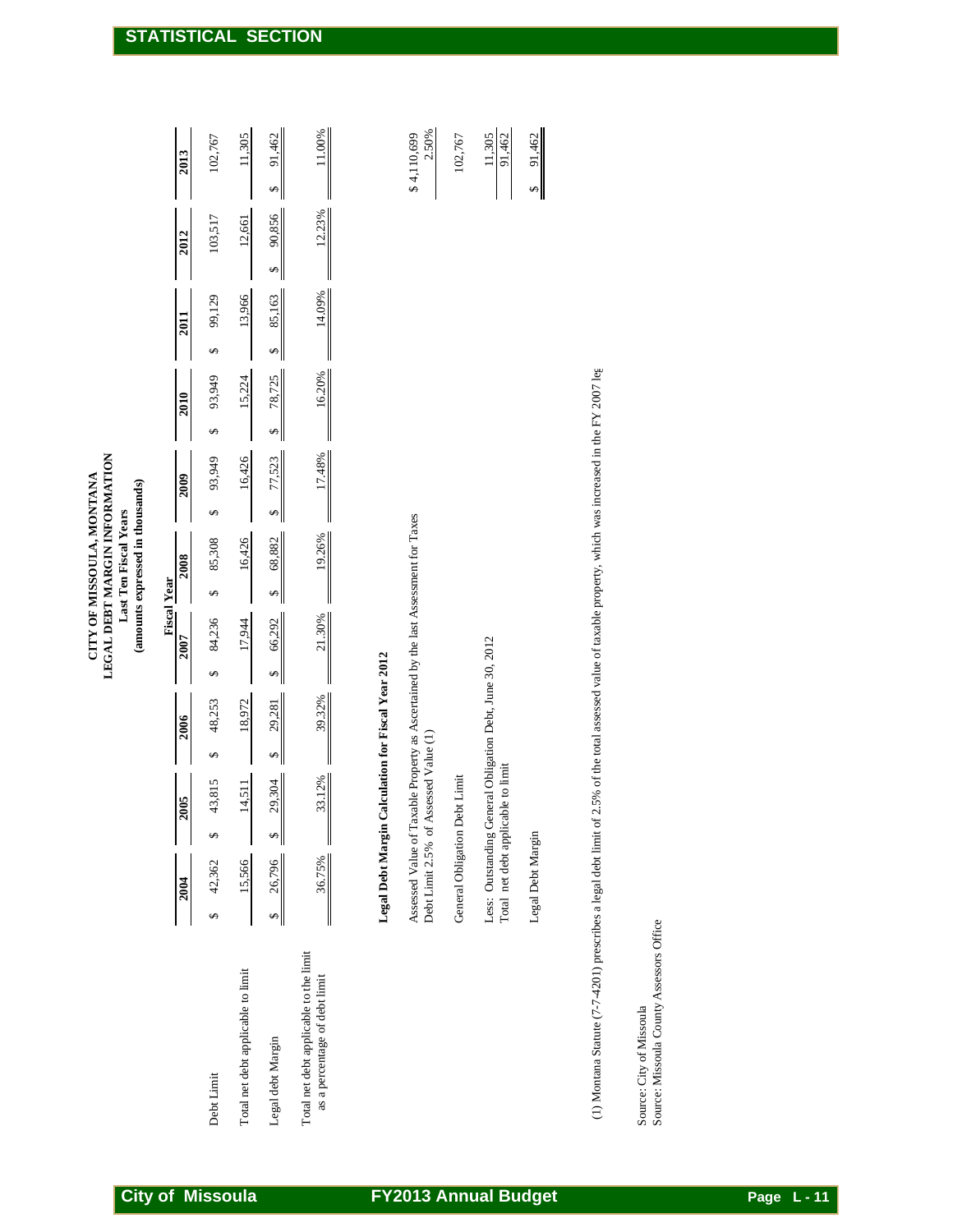# CITY OF MISSOULA, MONTANA
## LEGAL DEBT MARGIN INFORMATION
### Last Ten Fiscal Years
### (amounts expressed in thousands)

| | Fiscal Year | | | | | | | | | |
|---|---|---|---|---|---|---|---|---|---|---|
| | 2004 | 2005 | 2006 | 2007 | 2008 | 2009 | 2010 | 2011 | 2012 | 2013 |
| Debt Limit | $ 42,362 | $ 43,815 | $ 48,253 | $ 84,236 | $ 85,308 | $ 93,949 | $ 93,949 | $ 99,129 | 103,517 | 102,767 |
| Total net debt applicable to limit | 15,566 | 14,511 | 18,972 | 17,944 | 16,426 | 16,426 | 15,224 | 13,966 | 12,661 | 11,305 |
| Legal debt Margin | $ 26,796 | $ 29,304 | $ 29,281 | $ 66,292 | $ 68,882 | $ 77,523 | $ 78,725 | $ 85,163 | $ 90,856 | $ 91,462 |
| Total net debt applicable to the limit as a percentage of debt limit | 36.75% | 33.12% | 39.32% | 21.30% | 19.26% | 17.48% | 16.20% | 14.09% | 12.23% | 11.00% |

**Legal Debt Margin Calculation for Fiscal Year 2012**

| | |
|---|---|
| Assessed Value of Taxable Property as Ascertained by the last Assessment for Taxes | $ 4,110,699 |
| Debt Limit 2.5% of Assessed Value (1) | 2.50% |
| General Obligation Debt Limit | 102,767 |
| Less: Outstanding General Obligation Debt, June 30, 2012 | 11,305 |
| Total net debt applicable to limit | 91,462 |
| Legal Debt Margin | $ 91,462 |

(1) Montana Statute (7-7-4201) prescribes a legal debt limit of 2.5% of the total assessed value of taxable property, which was increased in the FY 2007 leg

Source: City of Missoula
Source: Missoula County Assessors Office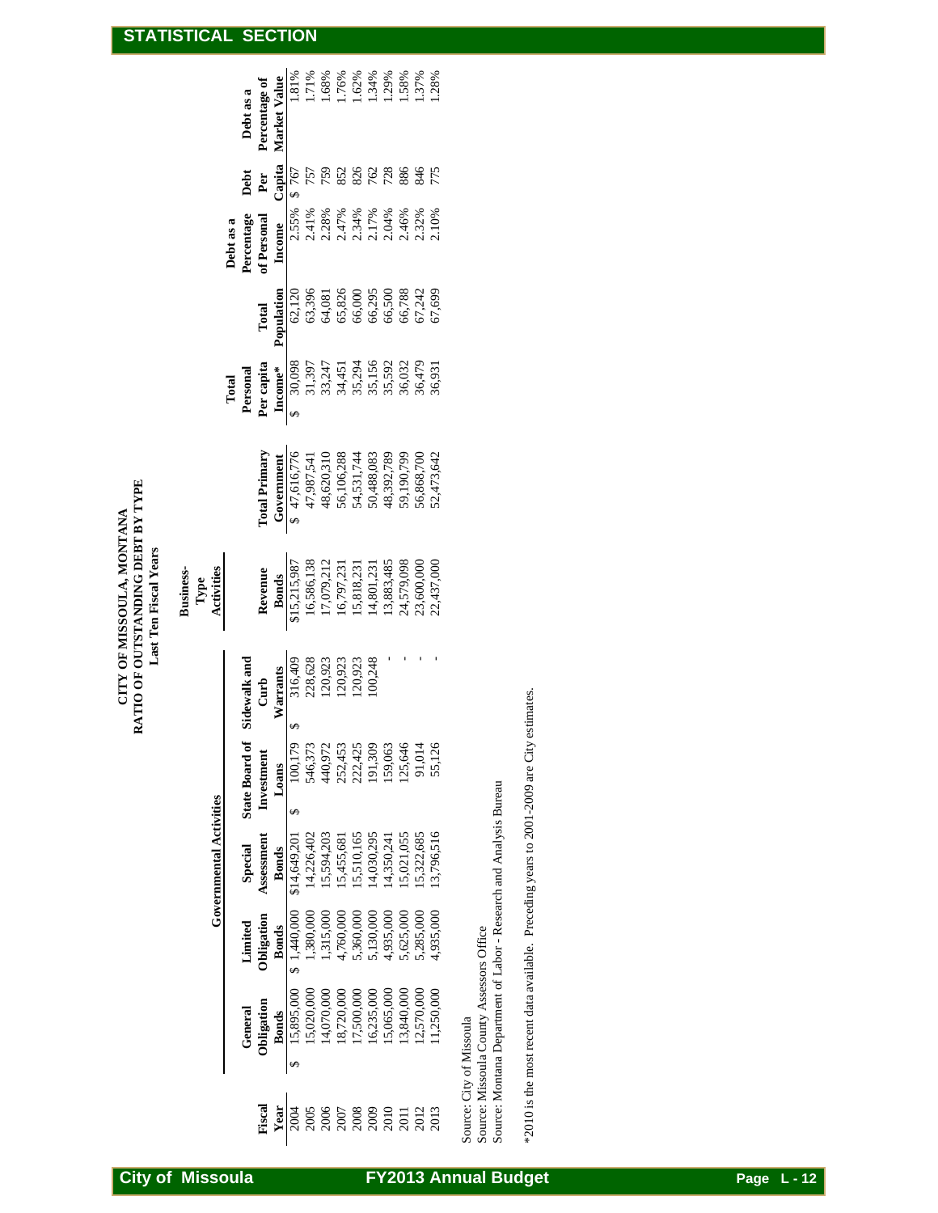# CITY OF MISSOULA, MONTANA
## RATIO OF OUTSTANDING DEBT BY TYPE
### Last Ten Fiscal Years

| | Governmental Activities | | | | | Business-Type Activities | | | | | | | |
|---|---|---|---|---|---|---|---|---|---|---|---|---|---|
| Fiscal Year | General Obligation Bonds | Limited Obligation Bonds | Special Assessment Bonds | State Board of Investment Loans | Sidewalk and Curb Warrants | Revenue Bonds | Total Primary Government | Total Personal Per capita Income* | Total Population | Debt as a Percentage of Personal Income | Debt Per Capita | Debt as a Percentage of Market Value |
| 2004 | $ 15,895,000 | $ 1,440,000 | $14,649,201 | $ 100,179 | $ 316,409 | $15,215,987 | $ 47,616,776 | $ 30,098 | 62,120 | 2.55% | $ 767 | 1.81% |
| 2005 | 15,020,000 | 1,380,000 | 14,226,402 | 546,373 | 228,628 | 16,586,138 | 47,987,541 | 31,397 | 63,396 | 2.41% | 757 | 1.71% |
| 2006 | 14,070,000 | 1,315,000 | 15,594,203 | 440,972 | 120,923 | 17,079,212 | 48,620,310 | 33,247 | 64,081 | 2.28% | 759 | 1.68% |
| 2007 | 18,720,000 | 4,760,000 | 15,455,681 | 252,453 | 120,923 | 16,797,231 | 56,106,288 | 34,451 | 65,826 | 2.47% | 852 | 1.76% |
| 2008 | 17,500,000 | 5,360,000 | 15,510,165 | 222,425 | 120,923 | 15,818,231 | 54,531,744 | 35,294 | 66,000 | 2.34% | 826 | 1.62% |
| 2009 | 16,235,000 | 5,130,000 | 14,030,295 | 191,309 | 100,248 | 14,801,231 | 50,488,083 | 35,156 | 66,295 | 2.17% | 762 | 1.34% |
| 2010 | 15,065,000 | 4,935,000 | 14,350,241 | 159,063 | - | 13,883,485 | 48,392,789 | 35,592 | 66,500 | 2.04% | 728 | 1.29% |
| 2011 | 13,840,000 | 5,625,000 | 15,021,055 | 125,646 | - | 24,579,098 | 59,190,799 | 36,032 | 66,788 | 2.46% | 886 | 1.58% |
| 2012 | 12,570,000 | 5,285,000 | 15,322,685 | 91,014 | - | 23,600,000 | 56,868,700 | 36,479 | 67,242 | 2.32% | 846 | 1.37% |
| 2013 | 11,250,000 | 4,935,000 | 13,796,516 | 55,126 | - | 22,437,000 | 52,473,642 | 36,931 | 67,699 | 2.10% | 775 | 1.28% |

Source: City of Missoula
Source: Missoula County Assessors Office
Source: Montana Department of Labor - Research and Analysis Bureau

*2010 is the most recent data available. Preceding years to 2001-2009 are City estimates.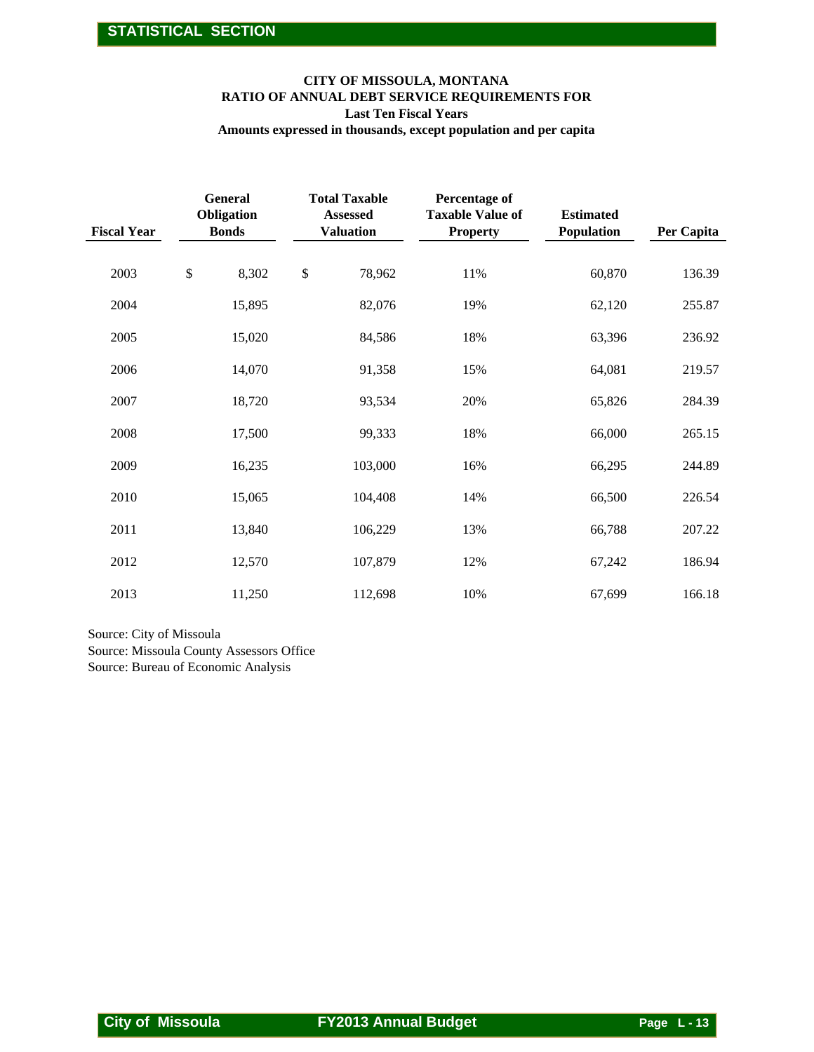## CITY OF MISSOULA, MONTANA
## RATIO OF ANNUAL DEBT SERVICE REQUIREMENTS FOR
## Last Ten Fiscal Years
## Amounts expressed in thousands, except population and per capita

| Fiscal Year | General Obligation Bonds | Total Taxable Assessed Valuation | Percentage of Taxable Value of Property | Estimated Population | Per Capita |
|---|---|---|---|---|---|
| 2003 | $ 8,302 | $ 78,962 | 11% | 60,870 | 136.39 |
| 2004 | 15,895 | 82,076 | 19% | 62,120 | 255.87 |
| 2005 | 15,020 | 84,586 | 18% | 63,396 | 236.92 |
| 2006 | 14,070 | 91,358 | 15% | 64,081 | 219.57 |
| 2007 | 18,720 | 93,534 | 20% | 65,826 | 284.39 |
| 2008 | 17,500 | 99,333 | 18% | 66,000 | 265.15 |
| 2009 | 16,235 | 103,000 | 16% | 66,295 | 244.89 |
| 2010 | 15,065 | 104,408 | 14% | 66,500 | 226.54 |
| 2011 | 13,840 | 106,229 | 13% | 66,788 | 207.22 |
| 2012 | 12,570 | 107,879 | 12% | 67,242 | 186.94 |
| 2013 | 11,250 | 112,698 | 10% | 67,699 | 166.18 |

Source: City of Missoula
Source: Missoula County Assessors Office
Source: Bureau of Economic Analysis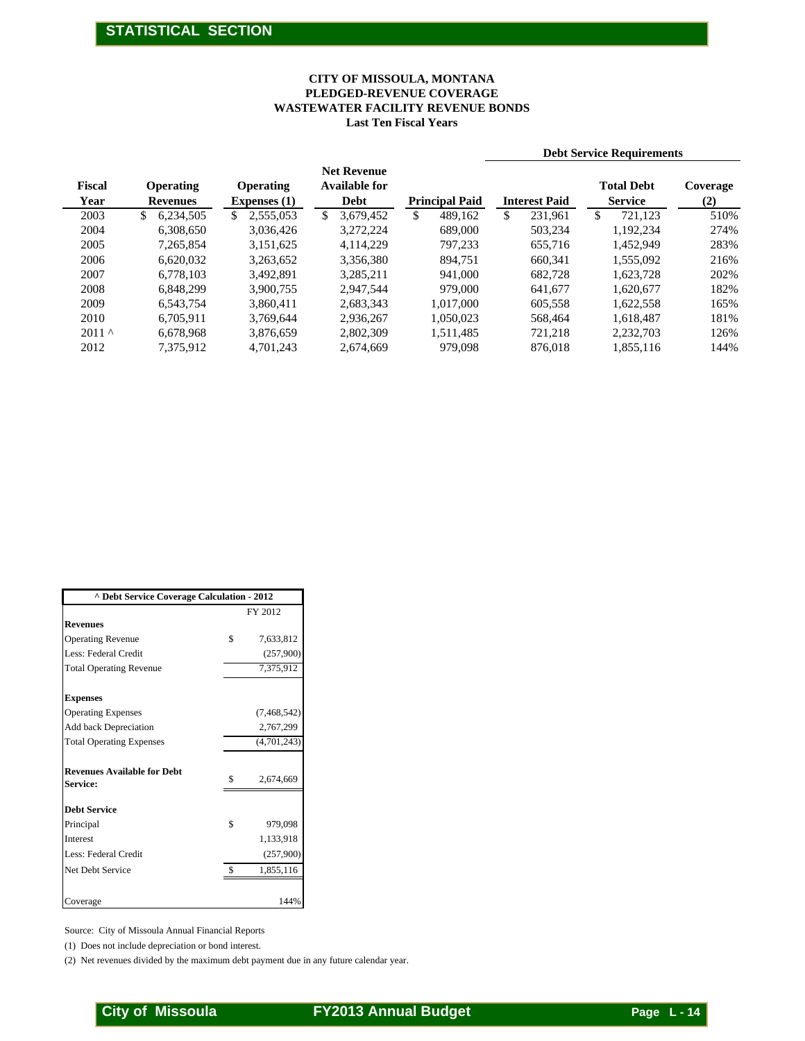**STATISTICAL SECTION**

# CITY OF MISSOULA, MONTANA
## PLEDGED-REVENUE COVERAGE
## WASTEWATER FACILITY REVENUE BONDS
### Last Ten Fiscal Years

| Fiscal Year | Operating Revenues | Operating Expenses (1) | Net Revenue Available for Debt | Debt Service Requirements: Principal Paid | Interest Paid | Total Debt Service | Coverage (2) |
|---|---|---|---|---|---|---|---|
| 2003 | $ 6,234,505 | $ 2,555,053 | $ 3,679,452 | $ 489,162 | $ 231,961 | $ 721,123 | 510% |
| 2004 | 6,308,650 | 3,036,426 | 3,272,224 | 689,000 | 503,234 | 1,192,234 | 274% |
| 2005 | 7,265,854 | 3,151,625 | 4,114,229 | 797,233 | 655,716 | 1,452,949 | 283% |
| 2006 | 6,620,032 | 3,263,652 | 3,356,380 | 894,751 | 660,341 | 1,555,092 | 216% |
| 2007 | 6,778,103 | 3,492,891 | 3,285,211 | 941,000 | 682,728 | 1,623,728 | 202% |
| 2008 | 6,848,299 | 3,900,755 | 2,947,544 | 979,000 | 641,677 | 1,620,677 | 182% |
| 2009 | 6,543,754 | 3,860,411 | 2,683,343 | 1,017,000 | 605,558 | 1,622,558 | 165% |
| 2010 | 6,705,911 | 3,769,644 | 2,936,267 | 1,050,023 | 568,464 | 1,618,487 | 181% |
| 2011 ^ | 6,678,968 | 3,876,659 | 2,802,309 | 1,511,485 | 721,218 | 2,232,703 | 126% |
| 2012 | 7,375,912 | 4,701,243 | 2,674,669 | 979,098 | 876,018 | 1,855,116 | 144% |

| ^ Debt Service Coverage Calculation - 2012 | FY 2012 |
|---|---|
| **Revenues** | |
| Operating Revenue | $ 7,633,812 |
| Less: Federal Credit | (257,900) |
| Total Operating Revenue | 7,375,912 |
| **Expenses** | |
| Operating Expenses | (7,468,542) |
| Add back Depreciation | 2,767,299 |
| Total Operating Expenses | (4,701,243) |
| **Revenues Available for Debt Service:** | $ 2,674,669 |
| **Debt Service** | |
| Principal | $ 979,098 |
| Interest | 1,133,918 |
| Less: Federal Credit | (257,900) |
| Net Debt Service | $ 1,855,116 |
| Coverage | 144% |

Source: City of Missoula Annual Financial Reports

(1) Does not include depreciation or bond interest.

(2) Net revenues divided by the maximum debt payment due in any future calendar year.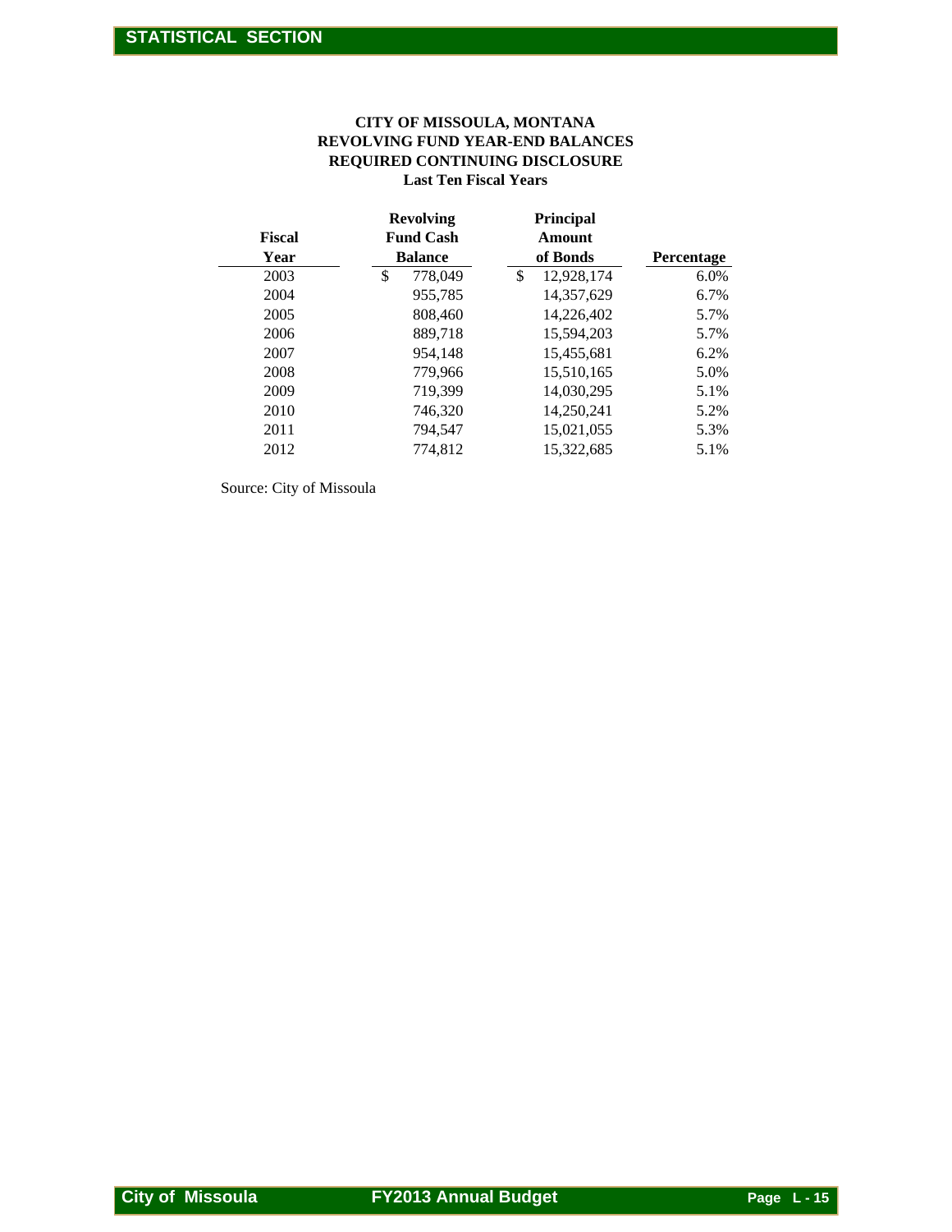# CITY OF MISSOULA, MONTANA
## REVOLVING FUND YEAR-END BALANCES
## REQUIRED CONTINUING DISCLOSURE
### Last Ten Fiscal Years

| Fiscal Year | Revolving Fund Cash Balance | Principal Amount of Bonds | Percentage |
|---|---|---|---|
| 2003 | $ 778,049 | $ 12,928,174 | 6.0% |
| 2004 | 955,785 | 14,357,629 | 6.7% |
| 2005 | 808,460 | 14,226,402 | 5.7% |
| 2006 | 889,718 | 15,594,203 | 5.7% |
| 2007 | 954,148 | 15,455,681 | 6.2% |
| 2008 | 779,966 | 15,510,165 | 5.0% |
| 2009 | 719,399 | 14,030,295 | 5.1% |
| 2010 | 746,320 | 14,250,241 | 5.2% |
| 2011 | 794,547 | 15,021,055 | 5.3% |
| 2012 | 774,812 | 15,322,685 | 5.1% |

Source: City of Missoula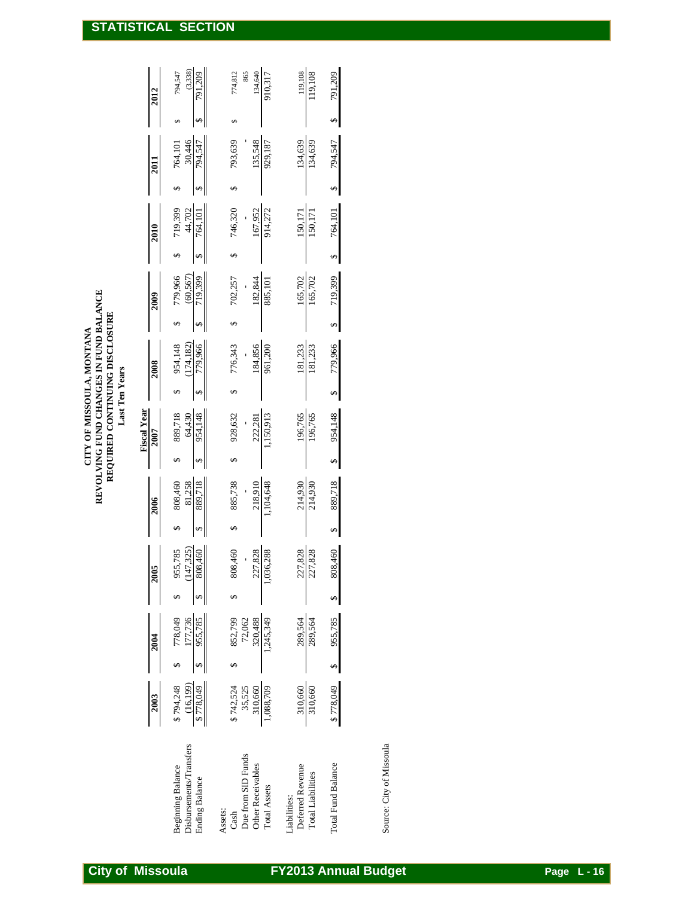# CITY OF MISSOULA, MONTANA
## REVOLVING FUND CHANGES IN FUND BALANCE
### REQUIRED CONTINUING DISCLOSURE
#### Last Ten Years

| | Fiscal Year | | | | | | | | | |
|---|---|---|---|---|---|---|---|---|---|---|
| | 2003 | 2004 | 2005 | 2006 | 2007 | 2008 | 2009 | 2010 | 2011 | 2012 |
| Beginning Balance | $ 794,248 | $ 778,049 | $ 955,785 | $ 808,460 | $ 889,718 | $ 954,148 | $ 779,966 | $ 719,399 | $ 764,101 | $ 794,547 |
| Disbursements/Transfers | (16,199) | 177,736 | (147,325) | 81,258 | 64,430 | (174,182) | (60,567) | 44,702 | 30,446 | (3,338) |
| Ending Balance | $ 778,049 | $ 955,785 | $ 808,460 | $ 889,718 | $ 954,148 | $ 779,966 | $ 719,399 | $ 764,101 | $ 794,547 | $ 791,209 |
| | | | | | | | | | | |
| Assets: | | | | | | | | | | |
| Cash | $ 742,524 | $ 852,799 | $ 808,460 | $ 885,738 | $ 928,632 | $ 776,343 | $ 702,257 | $ 746,320 | $ 793,639 | $ 774,812 |
| Due from SID Funds | 35,525 | 72,062 | - | - | - | - | - | - | - | 865 |
| Other Receivables | 310,660 | 320,488 | 227,828 | 218,910 | 222,281 | 184,856 | 182,844 | 167,952 | 135,548 | 134,640 |
| Total Assets | 1,088,709 | 1,245,349 | 1,036,288 | 1,104,648 | 1,150,913 | 961,200 | 885,101 | 914,272 | 929,187 | 910,317 |
| | | | | | | | | | | |
| Liabilities: | | | | | | | | | | |
| Deferred Revenue | 310,660 | 289,564 | 227,828 | 214,930 | 196,765 | 181,233 | 165,702 | 150,171 | 134,639 | 119,108 |
| Total Liabilities | 310,660 | 289,564 | 227,828 | 214,930 | 196,765 | 181,233 | 165,702 | 150,171 | 134,639 | 119,108 |
| | | | | | | | | | | |
| Total Fund Balance | $ 778,049 | $ 955,785 | $ 808,460 | $ 889,718 | $ 954,148 | $ 779,966 | $ 719,399 | $ 764,101 | $ 794,547 | $ 791,209 |

Source: City of Missoula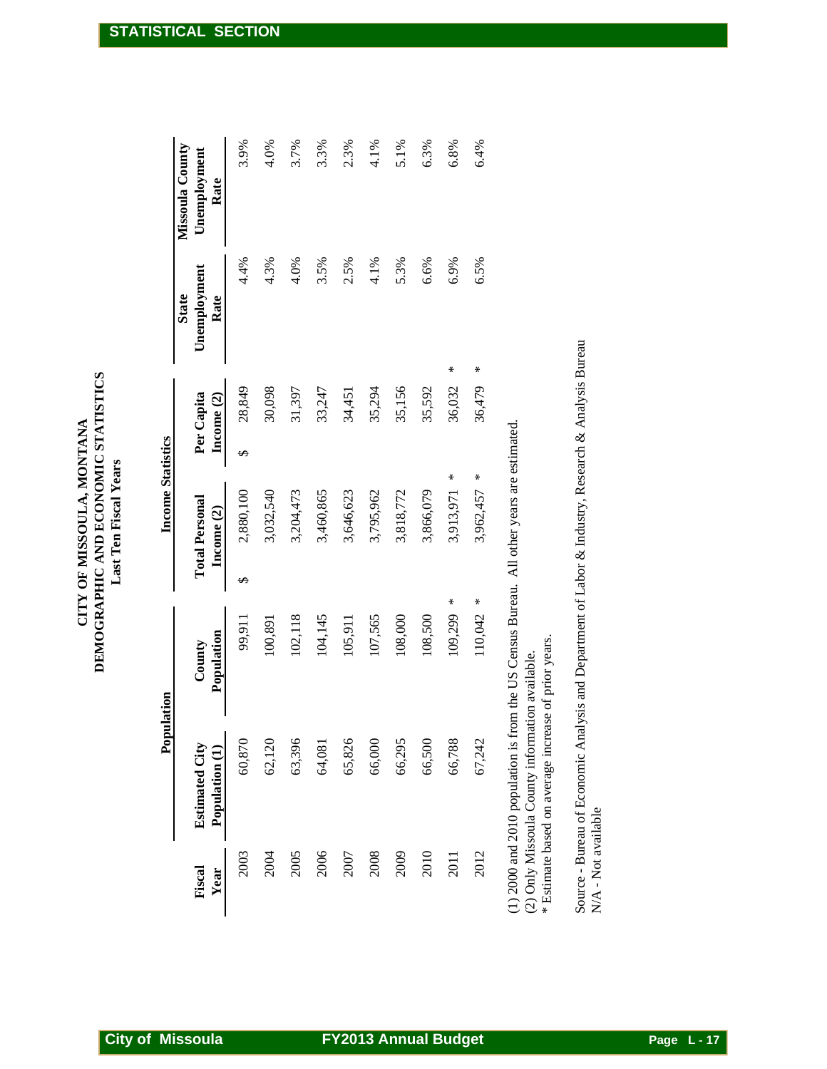# CITY OF MISSOULA, MONTANA
## DEMOGRAPHIC AND ECONOMIC STATISTICS
### Last Ten Fiscal Years

| | Population | | Income Statistics | | | |
|---|---|---|---|---|---|---|
| Fiscal Year | Estimated City Population (1) | County Population | Total Personal Income (2) | Per Capita Income (2) | State Unemployment Rate | Missoula County Unemployment Rate |
| 2003 | 60,870 | 99,911 | $ 2,880,100 | $ 28,849 | 4.4% | 3.9% |
| 2004 | 62,120 | 100,891 | 3,032,540 | 30,098 | 4.3% | 4.0% |
| 2005 | 63,396 | 102,118 | 3,204,473 | 31,397 | 4.0% | 3.7% |
| 2006 | 64,081 | 104,145 | 3,460,865 | 33,247 | 3.5% | 3.3% |
| 2007 | 65,826 | 105,911 | 3,646,623 | 34,451 | 2.5% | 2.3% |
| 2008 | 66,000 | 107,565 | 3,795,962 | 35,294 | 4.1% | 4.1% |
| 2009 | 66,295 | 108,000 | 3,818,772 | 35,156 | 5.3% | 5.1% |
| 2010 | 66,500 | 108,500 | 3,866,079 | 35,592 | 6.6% | 6.3% |
| 2011 | 66,788 | 109,299 * | 3,913,971 * | 36,032 * | 6.9% | 6.8% |
| 2012 | 67,242 | 110,042 * | 3,962,457 * | 36,479 * | 6.5% | 6.4% |

(1) 2000 and 2010 population is from the US Census Bureau. All other years are estimated.
(2) Only Missoula County information available.
* Estimate based on average increase of prior years.

Source - Bureau of Economic Analysis and Department of Labor & Industry, Research & Analysis Bureau
N/A - Not available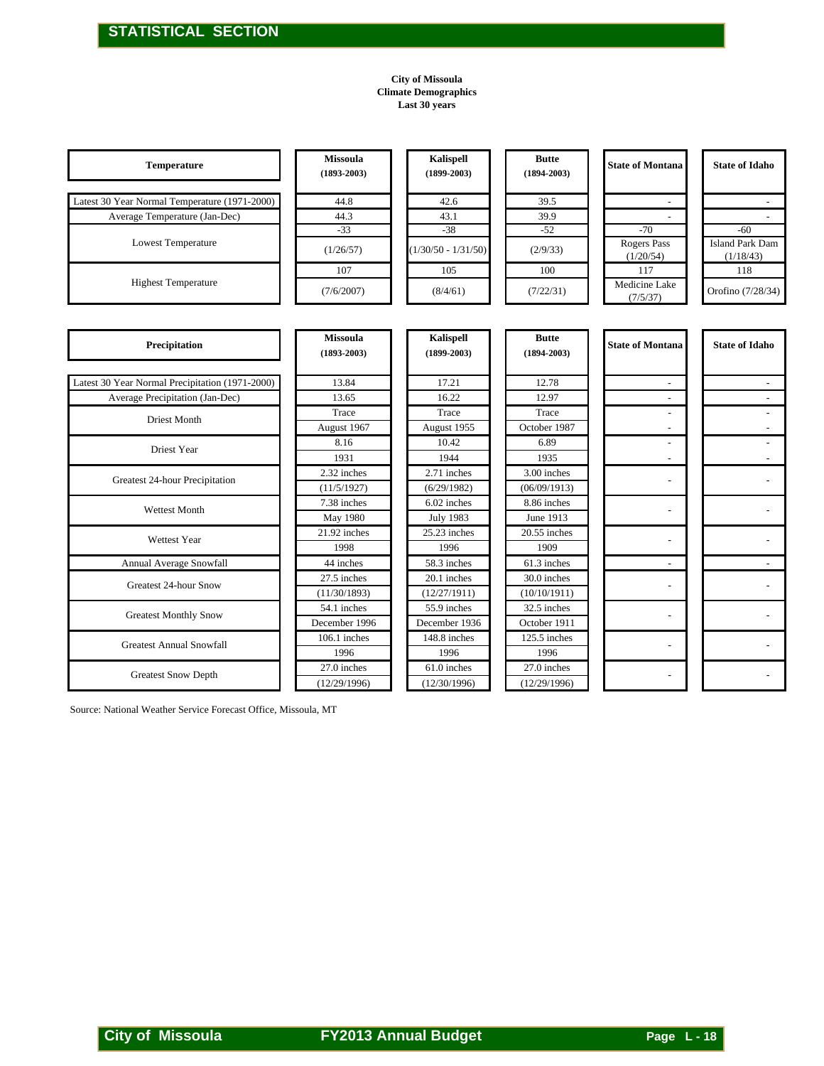## STATISTICAL SECTION

**City of Missoula**
**Climate Demographics**
**Last 30 years**

| Temperature | Missoula (1893-2003) | Kalispell (1899-2003) | Butte (1894-2003) | State of Montana | State of Idaho |
|---|---|---|---|---|---|
| Latest 30 Year Normal Temperature (1971-2000) | 44.8 | 42.6 | 39.5 | - | - |
| Average Temperature (Jan-Dec) | 44.3 | 43.1 | 39.9 | - | - |
| Lowest Temperature | -33 | -38 | -52 | -70 | -60 |
| | (1/26/57) | (1/30/50 - 1/31/50) | (2/9/33) | Rogers Pass (1/20/54) | Island Park Dam (1/18/43) |
| Highest Temperature | 107 | 105 | 100 | 117 | 118 |
| | (7/6/2007) | (8/4/61) | (7/22/31) | Medicine Lake (7/5/37) | Orofino (7/28/34) |

| Precipitation | Missoula (1893-2003) | Kalispell (1899-2003) | Butte (1894-2003) | State of Montana | State of Idaho |
|---|---|---|---|---|---|
| Latest 30 Year Normal Precipitation (1971-2000) | 13.84 | 17.21 | 12.78 | - | - |
| Average Precipitation (Jan-Dec) | 13.65 | 16.22 | 12.97 | - | - |
| Driest Month | Trace | Trace | Trace | - | - |
| | August 1967 | August 1955 | October 1987 | - | - |
| Driest Year | 8.16 | 10.42 | 6.89 | - | - |
| | 1931 | 1944 | 1935 | - | - |
| Greatest 24-hour Precipitation | 2.32 inches | 2.71 inches | 3.00 inches | - | - |
| | (11/5/1927) | (6/29/1982) | (06/09/1913) | | |
| Wettest Month | 7.38 inches | 6.02 inches | 8.86 inches | - | - |
| | May 1980 | July 1983 | June 1913 | | |
| Wettest Year | 21.92 inches | 25.23 inches | 20.55 inches | - | - |
| | 1998 | 1996 | 1909 | | |
| Annual Average Snowfall | 44 inches | 58.3 inches | 61.3 inches | - | - |
| Greatest 24-hour Snow | 27.5 inches | 20.1 inches | 30.0 inches | - | - |
| | (11/30/1893) | (12/27/1911) | (10/10/1911) | | |
| Greatest Monthly Snow | 54.1 inches | 55.9 inches | 32.5 inches | - | - |
| | December 1996 | December 1936 | October 1911 | | |
| Greatest Annual Snowfall | 106.1 inches | 148.8 inches | 125.5 inches | - | - |
| | 1996 | 1996 | 1996 | | |
| Greatest Snow Depth | 27.0 inches | 61.0 inches | 27.0 inches | - | - |
| | (12/29/1996) | (12/30/1996) | (12/29/1996) | | |

Source: National Weather Service Forecast Office, Missoula, MT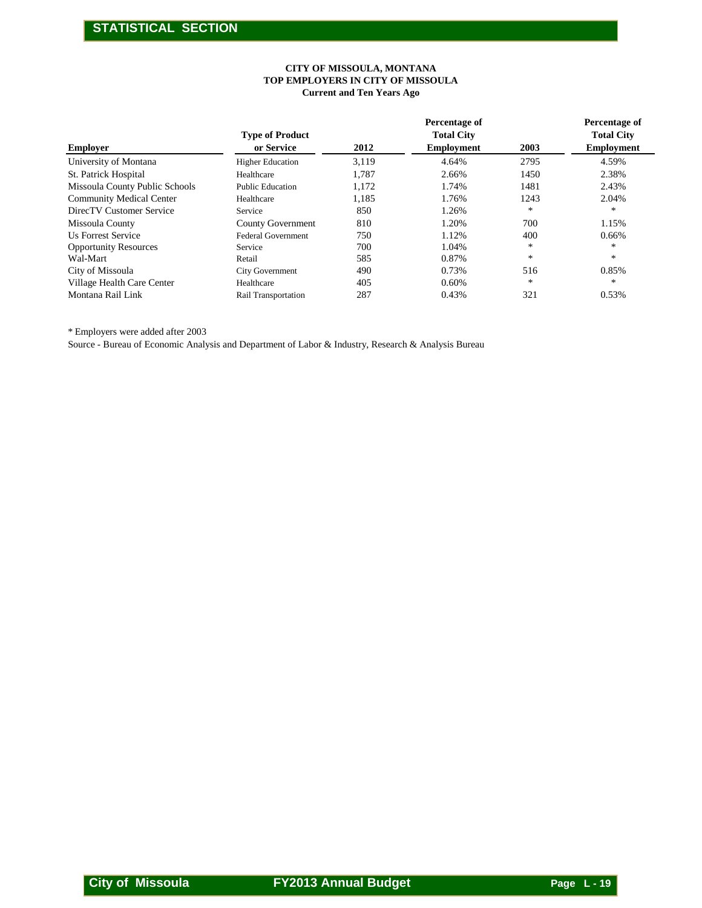**CITY OF MISSOULA, MONTANA**
**TOP EMPLOYERS IN CITY OF MISSOULA**
**Current and Ten Years Ago**

| Employer | Type of Product or Service | 2012 | Percentage of Total City Employment | 2003 | Percentage of Total City Employment |
|---|---|---|---|---|---|
| University of Montana | Higher Education | 3,119 | 4.64% | 2795 | 4.59% |
| St. Patrick Hospital | Healthcare | 1,787 | 2.66% | 1450 | 2.38% |
| Missoula County Public Schools | Public Education | 1,172 | 1.74% | 1481 | 2.43% |
| Community Medical Center | Healthcare | 1,185 | 1.76% | 1243 | 2.04% |
| DirecTV Customer Service | Service | 850 | 1.26% | * | * |
| Missoula County | County Government | 810 | 1.20% | 700 | 1.15% |
| Us Forrest Service | Federal Government | 750 | 1.12% | 400 | 0.66% |
| Opportunity Resources | Service | 700 | 1.04% | * | * |
| Wal-Mart | Retail | 585 | 0.87% | * | * |
| City of Missoula | City Government | 490 | 0.73% | 516 | 0.85% |
| Village Health Care Center | Healthcare | 405 | 0.60% | * | * |
| Montana Rail Link | Rail Transportation | 287 | 0.43% | 321 | 0.53% |

* Employers were added after 2003

Source - Bureau of Economic Analysis and Department of Labor & Industry, Research & Analysis Bureau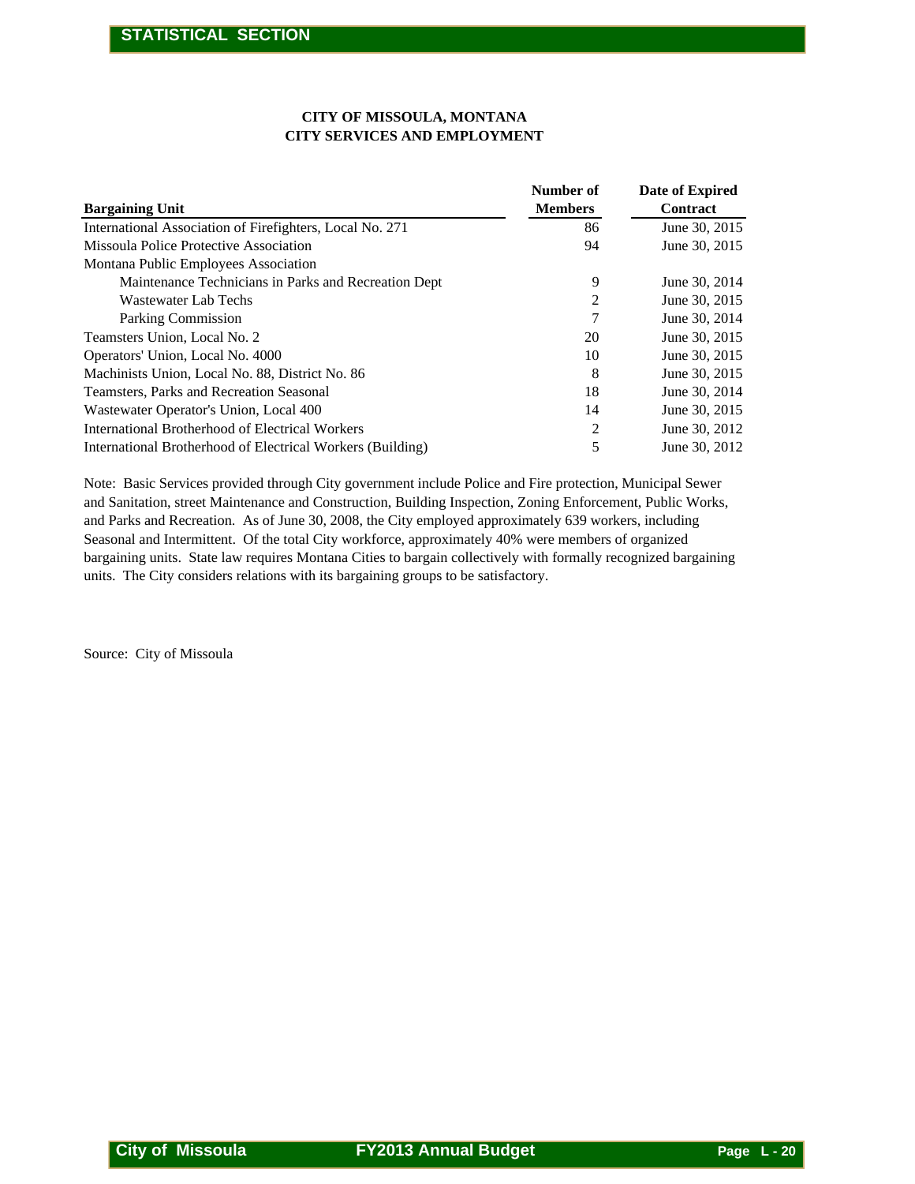# CITY OF MISSOULA, MONTANA
## CITY SERVICES AND EMPLOYMENT

| Bargaining Unit | Number of Members | Date of Expired Contract |
|---|---|---|
| International Association of Firefighters, Local No. 271 | 86 | June 30, 2015 |
| Missoula Police Protective Association | 94 | June 30, 2015 |
| Montana Public Employees Association | | |
| Maintenance Technicians in Parks and Recreation Dept | 9 | June 30, 2014 |
| Wastewater Lab Techs | 2 | June 30, 2015 |
| Parking Commission | 7 | June 30, 2014 |
| Teamsters Union, Local No. 2 | 20 | June 30, 2015 |
| Operators' Union, Local No. 4000 | 10 | June 30, 2015 |
| Machinists Union, Local No. 88, District No. 86 | 8 | June 30, 2015 |
| Teamsters, Parks and Recreation Seasonal | 18 | June 30, 2014 |
| Wastewater Operator's Union, Local 400 | 14 | June 30, 2015 |
| International Brotherhood of Electrical Workers | 2 | June 30, 2012 |
| International Brotherhood of Electrical Workers (Building) | 5 | June 30, 2012 |

Note: Basic Services provided through City government include Police and Fire protection, Municipal Sewer and Sanitation, street Maintenance and Construction, Building Inspection, Zoning Enforcement, Public Works, and Parks and Recreation. As of June 30, 2008, the City employed approximately 639 workers, including Seasonal and Intermittent. Of the total City workforce, approximately 40% were members of organized bargaining units. State law requires Montana Cities to bargain collectively with formally recognized bargaining units. The City considers relations with its bargaining groups to be satisfactory.

Source: City of Missoula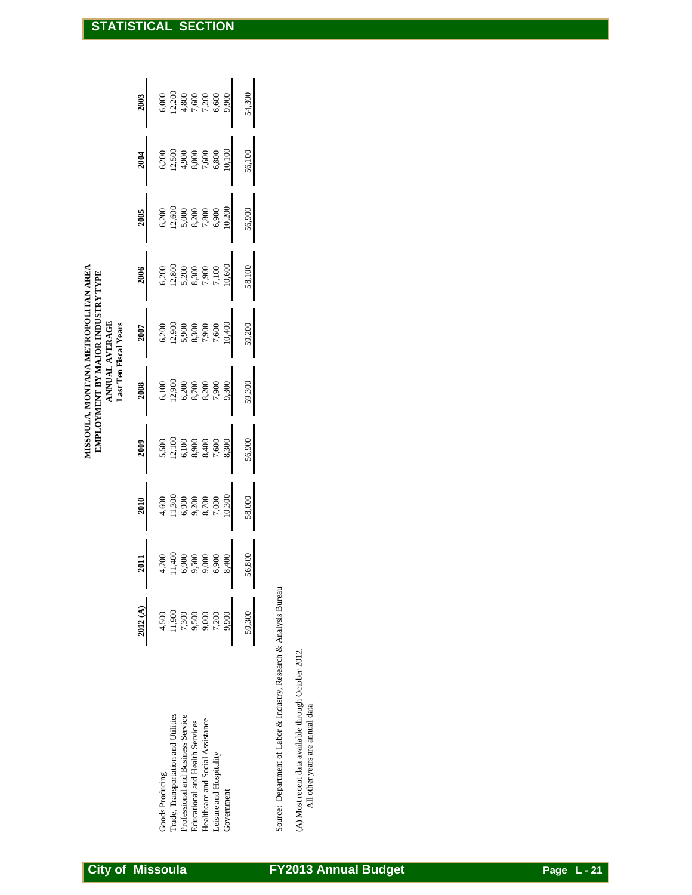# MISSOULA, MONTANA METROPOLITAN AREA
## EMPLOYMENT BY MAJOR INDUSTRY TYPE
### ANNUAL AVERAGE
### Last Ten Fiscal Years

| | 2012 (A) | 2011 | 2010 | 2009 | 2008 | 2007 | 2006 | 2005 | 2004 | 2003 |
|---|---|---|---|---|---|---|---|---|---|---|
| Goods Producing | 4,500 | 4,700 | 4,600 | 5,500 | 6,100 | 6,200 | 6,200 | 6,200 | 6,200 | 6,000 |
| Trade, Transportation and Utilities | 11,900 | 11,400 | 11,300 | 12,100 | 12,900 | 12,900 | 12,800 | 12,600 | 12,500 | 12,200 |
| Professional and Business Service | 7,300 | 6,900 | 6,900 | 6,100 | 6,200 | 5,900 | 5,200 | 5,000 | 4,900 | 4,800 |
| Educational and Health Services | 9,500 | 9,500 | 9,200 | 8,900 | 8,700 | 8,300 | 8,300 | 8,200 | 8,000 | 7,600 |
| Healthcare and Social Assistance | 9,000 | 9,000 | 8,700 | 8,400 | 8,200 | 7,900 | 7,900 | 7,800 | 7,600 | 7,200 |
| Leisure and Hospitality | 7,200 | 6,900 | 7,000 | 7,600 | 7,900 | 7,600 | 7,100 | 6,900 | 6,800 | 6,600 |
| Government | 9,900 | 8,400 | 10,300 | 8,300 | 9,300 | 10,400 | 10,600 | 10,200 | 10,100 | 9,900 |
| | 59,300 | 56,800 | 58,000 | 56,900 | 59,300 | 59,200 | 58,100 | 56,900 | 56,100 | 54,300 |

Source: Department of Labor & Industry, Research & Analysis Bureau

(A) Most recent data available through October 2012.
All other years are annual data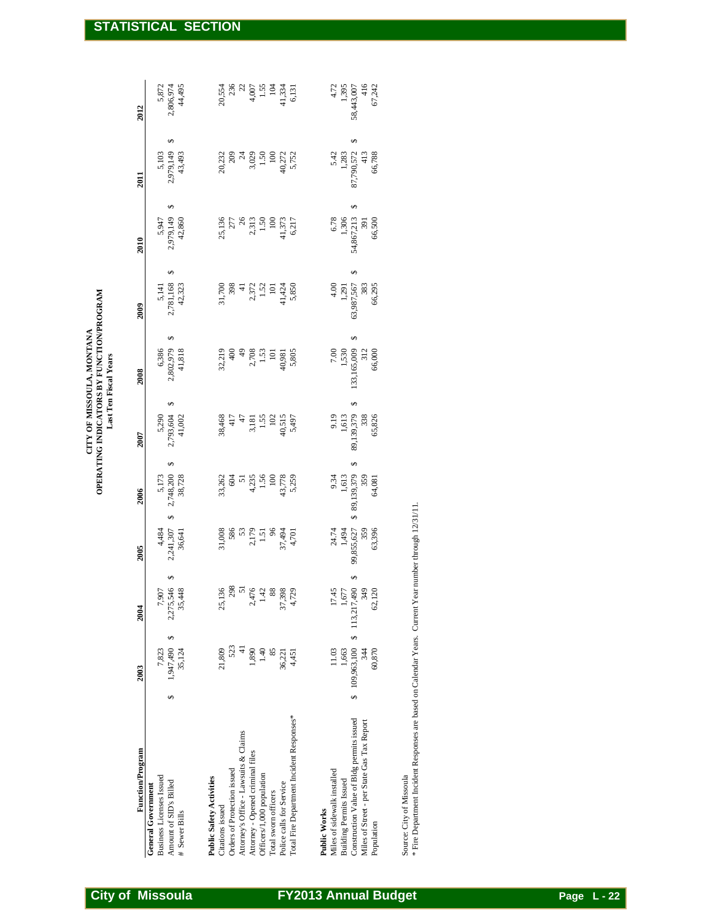# CITY OF MISSOULA, MONTANA
## OPERATING INDICATORS BY FUNCTION/PROGRAM
### Last Ten Fiscal Years

| Function/Program | 2003 | 2004 | 2005 | 2006 | 2007 | 2008 | 2009 | 2010 | 2011 | 2012 |
|---|---|---|---|---|---|---|---|---|---|---|
| **General Government** | | | | | | | | | | |
| Business Licenses Issued | 7,823 | 7,907 | 4,484 | 5,173 | 5,290 | 6,386 | 5,141 | 5,947 | 5,103 | 5,872 |
| Amount of SID's Billed | $ 1,947,490 | $ 2,275,546 | $ 2,241,307 | $ 2,748,200 | $ 2,793,604 | $ 2,802,979 | $ 2,781,168 | $ 2,979,149 | $ 2,979,149 | $ 2,806,974 |
| # Sewer Bills | 35,124 | 35,448 | 36,641 | 38,728 | 41,002 | 41,818 | 42,323 | 42,860 | 43,493 | 44,495 |
| **Public Safety Activities** | | | | | | | | | | |
| Citations issued | 21,809 | 25,136 | 31,008 | 33,262 | 38,468 | 32,219 | 31,700 | 25,136 | 20,232 | 20,554 |
| Orders of Protection issued | 523 | 298 | 586 | 604 | 417 | 400 | 398 | 277 | 209 | 236 |
| Attorney's Office - Lawsuits & Claims | 41 | 51 | 53 | 51 | 47 | 49 | 41 | 26 | 24 | 22 |
| Attorney - Opened criminal files | 1,890 | 2,476 | 2,179 | 4,235 | 3,181 | 2,708 | 2,372 | 2,313 | 3,029 | 4,007 |
| Officers/1,000 population | 1.40 | 1.42 | 1.51 | 1.56 | 1.55 | 1.53 | 1.52 | 1.50 | 1.50 | 1.55 |
| Total sworn officers | 85 | 88 | 96 | 100 | 102 | 101 | 101 | 100 | 100 | 104 |
| Police calls for Service | 36,221 | 37,398 | 37,494 | 43,778 | 40,515 | 40,981 | 41,424 | 41,373 | 40,272 | 41,334 |
| Total Fire Department Incident Responses* | 4,451 | 4,729 | 4,701 | 5,259 | 5,497 | 5,805 | 5,850 | 6,217 | 5,752 | 6,131 |
| **Public Works** | | | | | | | | | | |
| Miles of sidewalk installed | 11.03 | 17.45 | 24.74 | 9.34 | 9.19 | 7.00 | 4.00 | 6.78 | 5.42 | 4.72 |
| Building Permits Issued | 1,663 | 1,677 | 1,494 | 1,613 | 1,613 | 1,530 | 1,291 | 1,306 | 1,283 | 1,395 |
| Construction Value of Bldg permits issued | $ 109,963,100 | $ 113,217,490 | $ 99,855,627 | $ 89,139,379 | $ 89,139,379 | $ 133,165,009 | $ 63,987,567 | $ 54,867,213 | $ 87,790,572 | $ 58,443,007 |
| Miles of Street - per State Gas Tax Report | 344 | 349 | 359 | 359 | 338 | 312 | 383 | 391 | 413 | 416 |
| Population | 60,870 | 62,120 | 63,396 | 64,081 | 65,826 | 66,000 | 66,295 | 66,500 | 66,788 | 67,242 |

Source: City of Missoula

* Fire Department Incident Responses are based on Calendar Years. Current Year number through 12/31/11.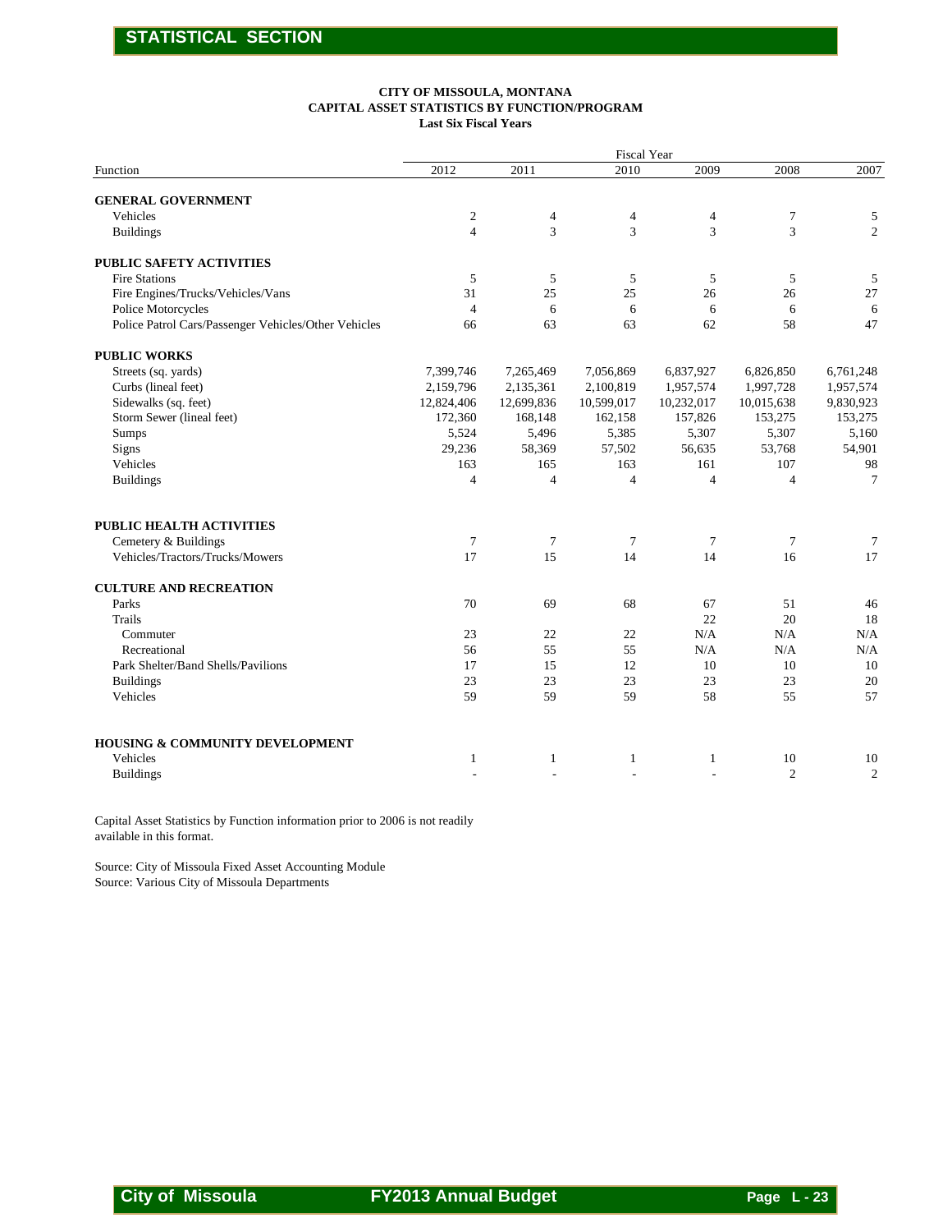## STATISTICAL SECTION

**CITY OF MISSOULA, MONTANA**
**CAPITAL ASSET STATISTICS BY FUNCTION/PROGRAM**
**Last Six Fiscal Years**

| Function | Fiscal Year | | | | | |
|---|---|---|---|---|---|---|
| | 2012 | 2011 | 2010 | 2009 | 2008 | 2007 |
| **GENERAL GOVERNMENT** | | | | | | |
| Vehicles | 2 | 4 | 4 | 4 | 7 | 5 |
| Buildings | 4 | 3 | 3 | 3 | 3 | 2 |
| **PUBLIC SAFETY ACTIVITIES** | | | | | | |
| Fire Stations | 5 | 5 | 5 | 5 | 5 | 5 |
| Fire Engines/Trucks/Vehicles/Vans | 31 | 25 | 25 | 26 | 26 | 27 |
| Police Motorcycles | 4 | 6 | 6 | 6 | 6 | 6 |
| Police Patrol Cars/Passenger Vehicles/Other Vehicles | 66 | 63 | 63 | 62 | 58 | 47 |
| **PUBLIC WORKS** | | | | | | |
| Streets (sq. yards) | 7,399,746 | 7,265,469 | 7,056,869 | 6,837,927 | 6,826,850 | 6,761,248 |
| Curbs (lineal feet) | 2,159,796 | 2,135,361 | 2,100,819 | 1,957,574 | 1,997,728 | 1,957,574 |
| Sidewalks (sq. feet) | 12,824,406 | 12,699,836 | 10,599,017 | 10,232,017 | 10,015,638 | 9,830,923 |
| Storm Sewer (lineal feet) | 172,360 | 168,148 | 162,158 | 157,826 | 153,275 | 153,275 |
| Sumps | 5,524 | 5,496 | 5,385 | 5,307 | 5,307 | 5,160 |
| Signs | 29,236 | 58,369 | 57,502 | 56,635 | 53,768 | 54,901 |
| Vehicles | 163 | 165 | 163 | 161 | 107 | 98 |
| Buildings | 4 | 4 | 4 | 4 | 4 | 7 |
| **PUBLIC HEALTH ACTIVITIES** | | | | | | |
| Cemetery & Buildings | 7 | 7 | 7 | 7 | 7 | 7 |
| Vehicles/Tractors/Trucks/Mowers | 17 | 15 | 14 | 14 | 16 | 17 |
| **CULTURE AND RECREATION** | | | | | | |
| Parks | 70 | 69 | 68 | 67 | 51 | 46 |
| Trails | | | | 22 | 20 | 18 |
| Commuter | 23 | 22 | 22 | N/A | N/A | N/A |
| Recreational | 56 | 55 | 55 | N/A | N/A | N/A |
| Park Shelter/Band Shells/Pavilions | 17 | 15 | 12 | 10 | 10 | 10 |
| Buildings | 23 | 23 | 23 | 23 | 23 | 20 |
| Vehicles | 59 | 59 | 59 | 58 | 55 | 57 |
| **HOUSING & COMMUNITY DEVELOPMENT** | | | | | | |
| Vehicles | 1 | 1 | 1 | 1 | 10 | 10 |
| Buildings | - | - | - | - | 2 | 2 |

Capital Asset Statistics by Function information prior to 2006 is not readily available in this format.

Source: City of Missoula Fixed Asset Accounting Module
Source: Various City of Missoula Departments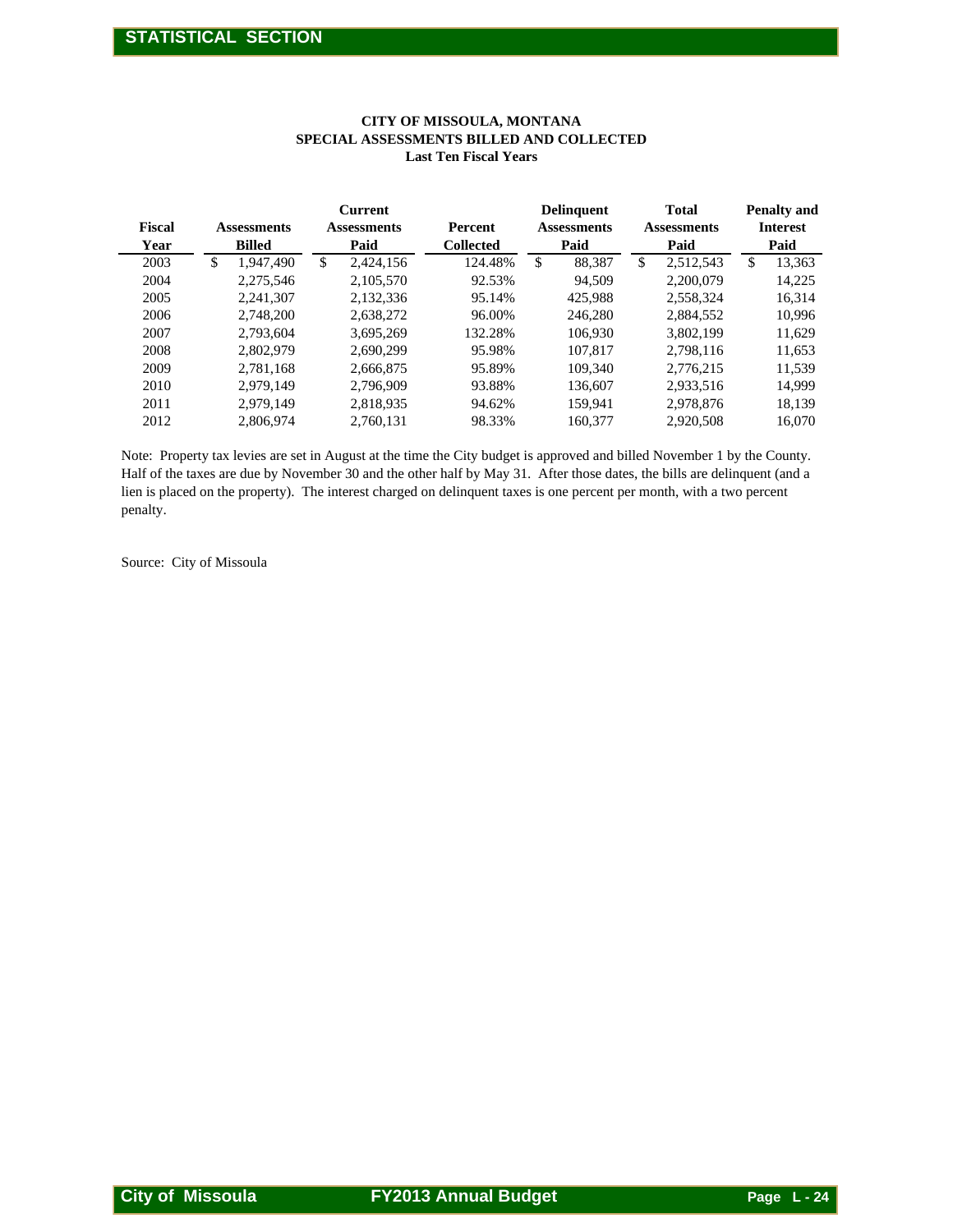# CITY OF MISSOULA, MONTANA
## SPECIAL ASSESSMENTS BILLED AND COLLECTED
### Last Ten Fiscal Years

| Fiscal Year | Assessments Billed | Current Assessments Paid | Percent Collected | Delinquent Assessments Paid | Total Assessments Paid | Penalty and Interest Paid |
|---|---|---|---|---|---|---|
| 2003 | $ 1,947,490 | $ 2,424,156 | 124.48% | $ 88,387 | $ 2,512,543 | $ 13,363 |
| 2004 | 2,275,546 | 2,105,570 | 92.53% | 94,509 | 2,200,079 | 14,225 |
| 2005 | 2,241,307 | 2,132,336 | 95.14% | 425,988 | 2,558,324 | 16,314 |
| 2006 | 2,748,200 | 2,638,272 | 96.00% | 246,280 | 2,884,552 | 10,996 |
| 2007 | 2,793,604 | 3,695,269 | 132.28% | 106,930 | 3,802,199 | 11,629 |
| 2008 | 2,802,979 | 2,690,299 | 95.98% | 107,817 | 2,798,116 | 11,653 |
| 2009 | 2,781,168 | 2,666,875 | 95.89% | 109,340 | 2,776,215 | 11,539 |
| 2010 | 2,979,149 | 2,796,909 | 93.88% | 136,607 | 2,933,516 | 14,999 |
| 2011 | 2,979,149 | 2,818,935 | 94.62% | 159,941 | 2,978,876 | 18,139 |
| 2012 | 2,806,974 | 2,760,131 | 98.33% | 160,377 | 2,920,508 | 16,070 |

Note: Property tax levies are set in August at the time the City budget is approved and billed November 1 by the County. Half of the taxes are due by November 30 and the other half by May 31. After those dates, the bills are delinquent (and a lien is placed on the property). The interest charged on delinquent taxes is one percent per month, with a two percent penalty.

Source: City of Missoula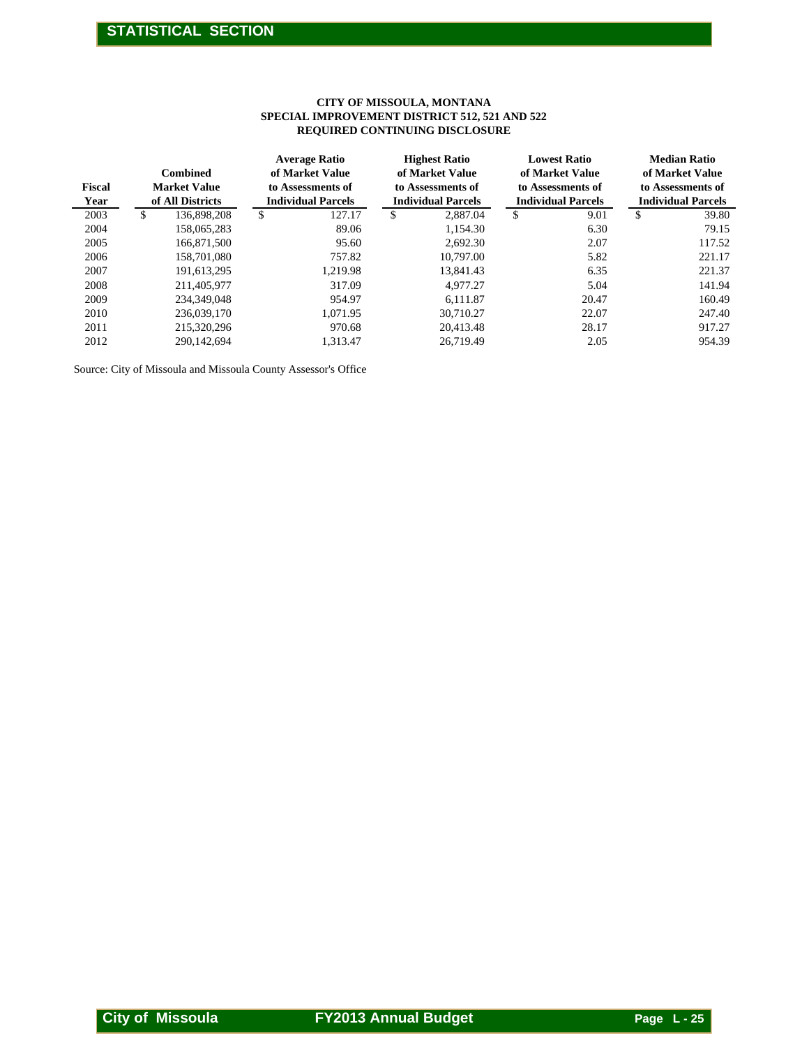**CITY OF MISSOULA, MONTANA**
**SPECIAL IMPROVEMENT DISTRICT 512, 521 AND 522**
**REQUIRED CONTINUING DISCLOSURE**

| Fiscal Year | Combined Market Value of All Districts | Average Ratio of Market Value to Assessments of Individual Parcels | Highest Ratio of Market Value to Assessments of Individual Parcels | Lowest Ratio of Market Value to Assessments of Individual Parcels | Median Ratio of Market Value to Assessments of Individual Parcels |
|---|---|---|---|---|---|
| 2003 | $ 136,898,208 | $ 127.17 | $ 2,887.04 | $ 9.01 | $ 39.80 |
| 2004 | 158,065,283 | 89.06 | 1,154.30 | 6.30 | 79.15 |
| 2005 | 166,871,500 | 95.60 | 2,692.30 | 2.07 | 117.52 |
| 2006 | 158,701,080 | 757.82 | 10,797.00 | 5.82 | 221.17 |
| 2007 | 191,613,295 | 1,219.98 | 13,841.43 | 6.35 | 221.37 |
| 2008 | 211,405,977 | 317.09 | 4,977.27 | 5.04 | 141.94 |
| 2009 | 234,349,048 | 954.97 | 6,111.87 | 20.47 | 160.49 |
| 2010 | 236,039,170 | 1,071.95 | 30,710.27 | 22.07 | 247.40 |
| 2011 | 215,320,296 | 970.68 | 20,413.48 | 28.17 | 917.27 |
| 2012 | 290,142,694 | 1,313.47 | 26,719.49 | 2.05 | 954.39 |

Source: City of Missoula and Missoula County Assessor's Office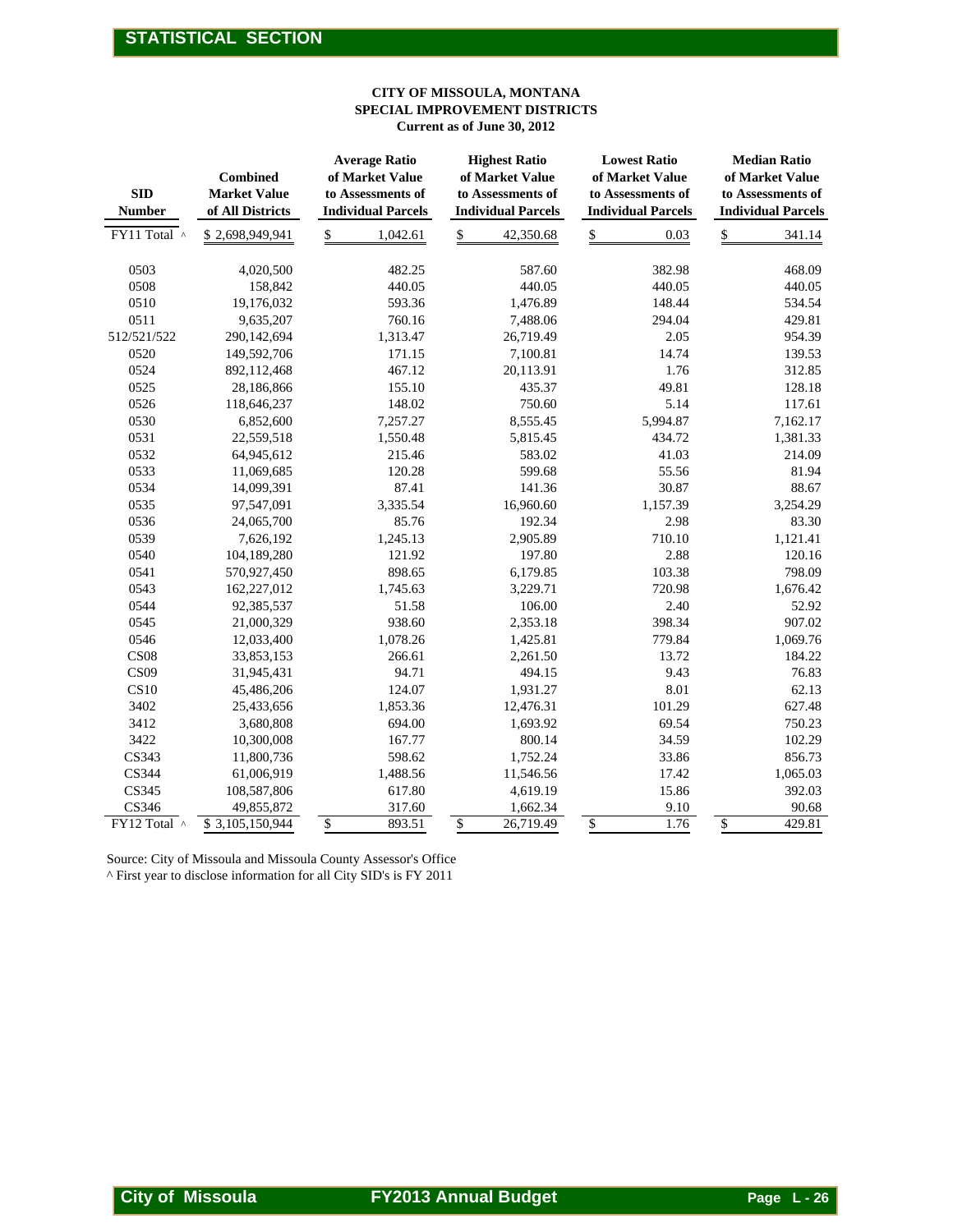# STATISTICAL SECTION

**CITY OF MISSOULA, MONTANA**
**SPECIAL IMPROVEMENT DISTRICTS**
**Current as of June 30, 2012**

| SID Number | Combined Market Value of All Districts | Average Ratio of Market Value to Assessments of Individual Parcels | Highest Ratio of Market Value to Assessments of Individual Parcels | Lowest Ratio of Market Value to Assessments of Individual Parcels | Median Ratio of Market Value to Assessments of Individual Parcels |
|---|---|---|---|---|---|
| FY11 Total ^ | $ 2,698,949,941 | $ 1,042.61 | $ 42,350.68 | $ 0.03 | $ 341.14 |
| 0503 | 4,020,500 | 482.25 | 587.60 | 382.98 | 468.09 |
| 0508 | 158,842 | 440.05 | 440.05 | 440.05 | 440.05 |
| 0510 | 19,176,032 | 593.36 | 1,476.89 | 148.44 | 534.54 |
| 0511 | 9,635,207 | 760.16 | 7,488.06 | 294.04 | 429.81 |
| 512/521/522 | 290,142,694 | 1,313.47 | 26,719.49 | 2.05 | 954.39 |
| 0520 | 149,592,706 | 171.15 | 7,100.81 | 14.74 | 139.53 |
| 0524 | 892,112,468 | 467.12 | 20,113.91 | 1.76 | 312.85 |
| 0525 | 28,186,866 | 155.10 | 435.37 | 49.81 | 128.18 |
| 0526 | 118,646,237 | 148.02 | 750.60 | 5.14 | 117.61 |
| 0530 | 6,852,600 | 7,257.27 | 8,555.45 | 5,994.87 | 7,162.17 |
| 0531 | 22,559,518 | 1,550.48 | 5,815.45 | 434.72 | 1,381.33 |
| 0532 | 64,945,612 | 215.46 | 583.02 | 41.03 | 214.09 |
| 0533 | 11,069,685 | 120.28 | 599.68 | 55.56 | 81.94 |
| 0534 | 14,099,391 | 87.41 | 141.36 | 30.87 | 88.67 |
| 0535 | 97,547,091 | 3,335.54 | 16,960.60 | 1,157.39 | 3,254.29 |
| 0536 | 24,065,700 | 85.76 | 192.34 | 2.98 | 83.30 |
| 0539 | 7,626,192 | 1,245.13 | 2,905.89 | 710.10 | 1,121.41 |
| 0540 | 104,189,280 | 121.92 | 197.80 | 2.88 | 120.16 |
| 0541 | 570,927,450 | 898.65 | 6,179.85 | 103.38 | 798.09 |
| 0543 | 162,227,012 | 1,745.63 | 3,229.71 | 720.98 | 1,676.42 |
| 0544 | 92,385,537 | 51.58 | 106.00 | 2.40 | 52.92 |
| 0545 | 21,000,329 | 938.60 | 2,353.18 | 398.34 | 907.02 |
| 0546 | 12,033,400 | 1,078.26 | 1,425.81 | 779.84 | 1,069.76 |
| CS08 | 33,853,153 | 266.61 | 2,261.50 | 13.72 | 184.22 |
| CS09 | 31,945,431 | 94.71 | 494.15 | 9.43 | 76.83 |
| CS10 | 45,486,206 | 124.07 | 1,931.27 | 8.01 | 62.13 |
| 3402 | 25,433,656 | 1,853.36 | 12,476.31 | 101.29 | 627.48 |
| 3412 | 3,680,808 | 694.00 | 1,693.92 | 69.54 | 750.23 |
| 3422 | 10,300,008 | 167.77 | 800.14 | 34.59 | 102.29 |
| CS343 | 11,800,736 | 598.62 | 1,752.24 | 33.86 | 856.73 |
| CS344 | 61,006,919 | 1,488.56 | 11,546.56 | 17.42 | 1,065.03 |
| CS345 | 108,587,806 | 617.80 | 4,619.19 | 15.86 | 392.03 |
| CS346 | 49,855,872 | 317.60 | 1,662.34 | 9.10 | 90.68 |
| FY12 Total ^ | $ 3,105,150,944 | $ 893.51 | $ 26,719.49 | $ 1.76 | $ 429.81 |

Source: City of Missoula and Missoula County Assessor's Office
^ First year to disclose information for all City SID's is FY 2011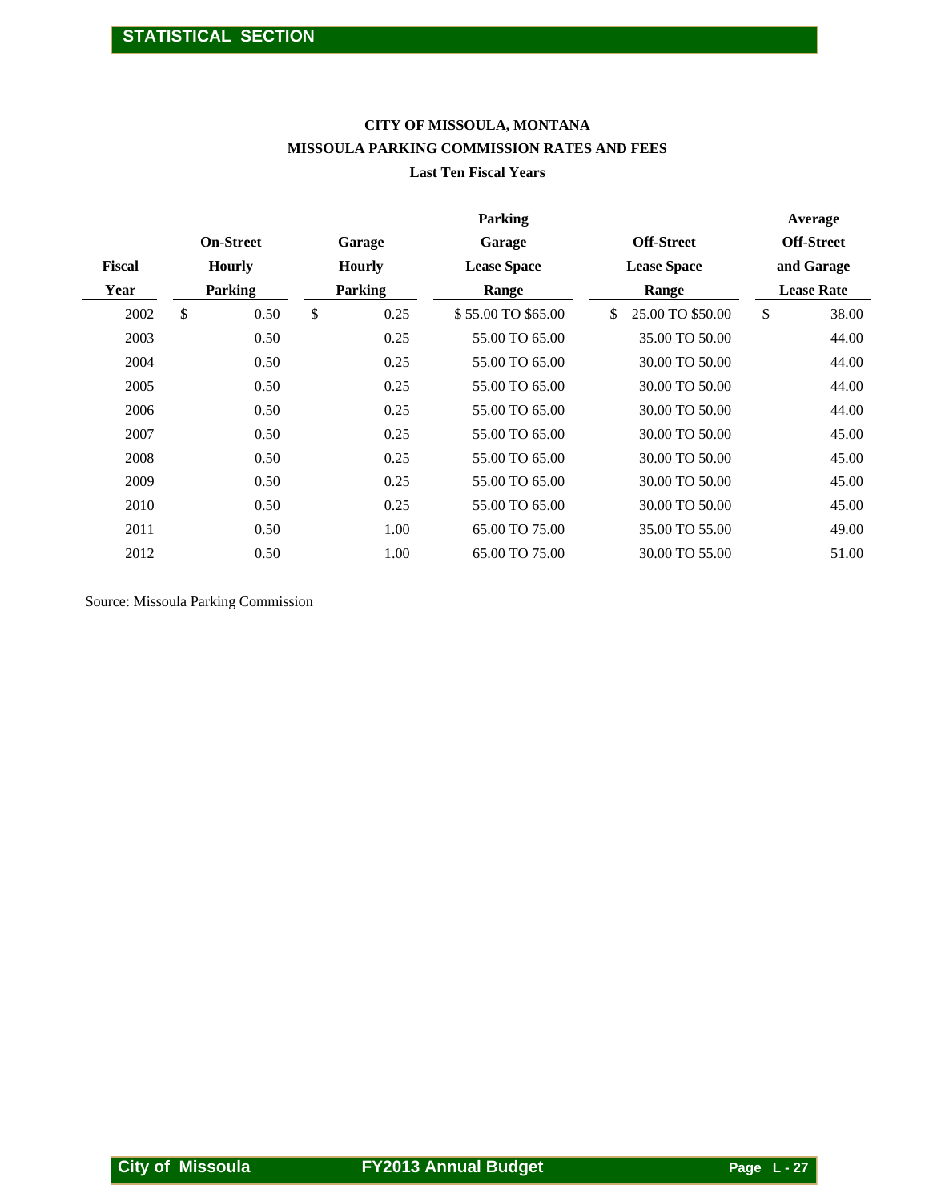## CITY OF MISSOULA, MONTANA
## MISSOULA PARKING COMMISSION RATES AND FEES
### Last Ten Fiscal Years

| Fiscal Year | On-Street Hourly Parking | Garage Hourly Parking | Parking Garage Lease Space Range | Off-Street Lease Space Range | Average Off-Street and Garage Lease Rate |
|---|---|---|---|---|---|
| 2002 | $ 0.50 | $ 0.25 | $ 55.00 TO $65.00 | $ 25.00 TO $50.00 | $ 38.00 |
| 2003 | 0.50 | 0.25 | 55.00 TO 65.00 | 35.00 TO 50.00 | 44.00 |
| 2004 | 0.50 | 0.25 | 55.00 TO 65.00 | 30.00 TO 50.00 | 44.00 |
| 2005 | 0.50 | 0.25 | 55.00 TO 65.00 | 30.00 TO 50.00 | 44.00 |
| 2006 | 0.50 | 0.25 | 55.00 TO 65.00 | 30.00 TO 50.00 | 44.00 |
| 2007 | 0.50 | 0.25 | 55.00 TO 65.00 | 30.00 TO 50.00 | 45.00 |
| 2008 | 0.50 | 0.25 | 55.00 TO 65.00 | 30.00 TO 50.00 | 45.00 |
| 2009 | 0.50 | 0.25 | 55.00 TO 65.00 | 30.00 TO 50.00 | 45.00 |
| 2010 | 0.50 | 0.25 | 55.00 TO 65.00 | 30.00 TO 50.00 | 45.00 |
| 2011 | 0.50 | 1.00 | 65.00 TO 75.00 | 35.00 TO 55.00 | 49.00 |
| 2012 | 0.50 | 1.00 | 65.00 TO 75.00 | 30.00 TO 55.00 | 51.00 |

Source: Missoula Parking Commission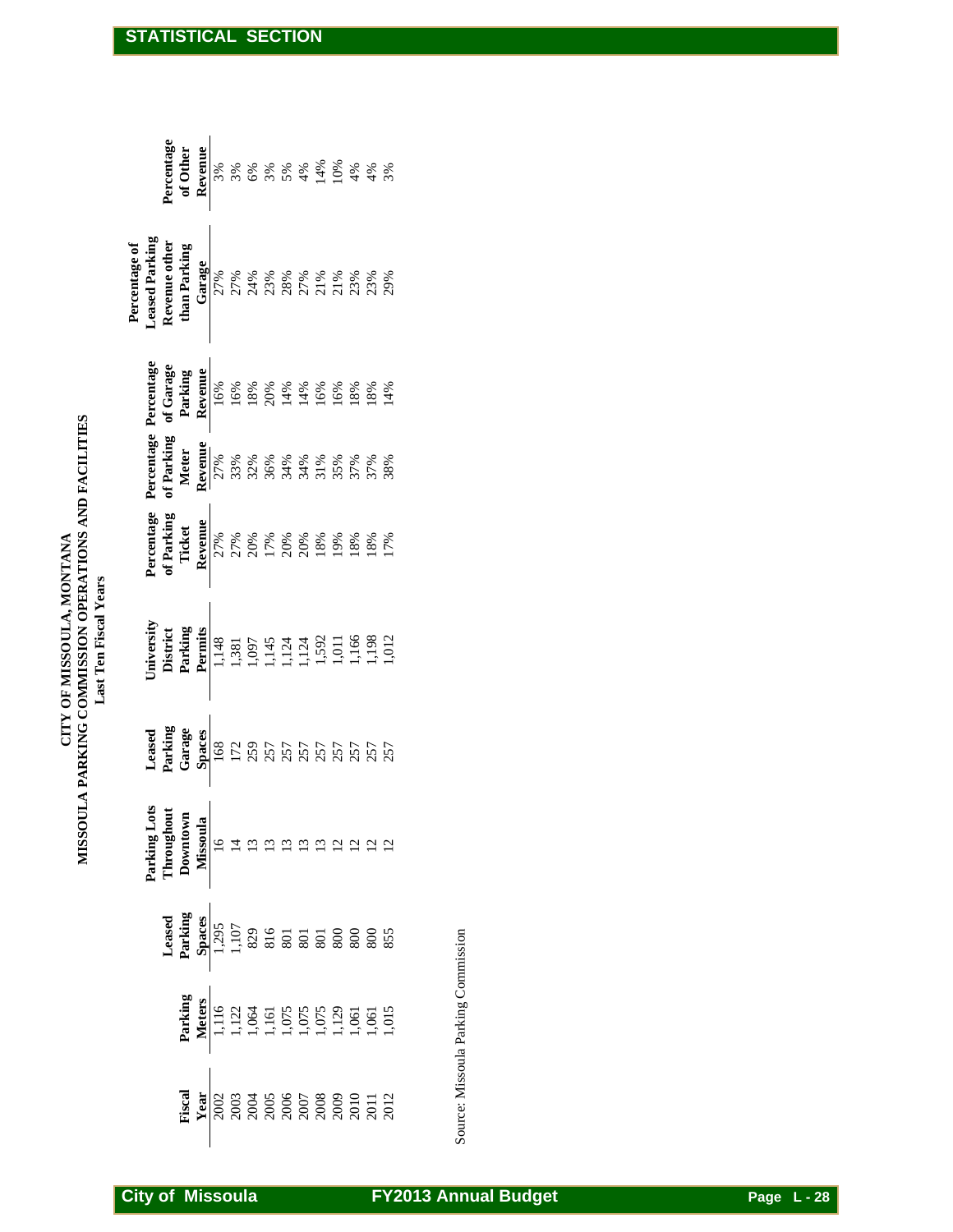# CITY OF MISSOULA, MONTANA
## MISSOULA PARKING COMMISSION OPERATIONS AND FACILITIES
### Last Ten Fiscal Years

| Fiscal Year | Parking Meters | Leased Parking Spaces | Parking Lots Throughout Downtown Missoula | Leased Parking Garage Spaces | University District Parking Permits | Percentage of Parking Ticket Revenue | Percentage of Parking Meter Revenue | Percentage of Garage Parking Revenue | Percentage of Leased Parking Revenue other than Parking Garage | Percentage of Other Revenue |
|---|---|---|---|---|---|---|---|---|---|---|
| 2002 | 1,116 | 1,295 | 16 | 168 | 1,148 | 27% | 27% | 16% | 27% | 3% |
| 2003 | 1,122 | 1,107 | 14 | 172 | 1,381 | 27% | 33% | 16% | 27% | 3% |
| 2004 | 1,064 | 829 | 13 | 259 | 1,097 | 20% | 32% | 18% | 24% | 6% |
| 2005 | 1,161 | 816 | 13 | 257 | 1,145 | 17% | 36% | 20% | 23% | 3% |
| 2006 | 1,075 | 801 | 13 | 257 | 1,124 | 20% | 34% | 14% | 28% | 5% |
| 2007 | 1,075 | 801 | 13 | 257 | 1,124 | 20% | 34% | 14% | 27% | 4% |
| 2008 | 1,075 | 801 | 13 | 257 | 1,592 | 18% | 31% | 16% | 21% | 14% |
| 2009 | 1,129 | 800 | 12 | 257 | 1,011 | 19% | 35% | 16% | 21% | 10% |
| 2010 | 1,061 | 800 | 12 | 257 | 1,166 | 18% | 37% | 18% | 23% | 4% |
| 2011 | 1,061 | 800 | 12 | 257 | 1,198 | 18% | 37% | 18% | 23% | 4% |
| 2012 | 1,015 | 855 | 12 | 257 | 1,012 | 17% | 38% | 14% | 29% | 3% |

Source: Missoula Parking Commission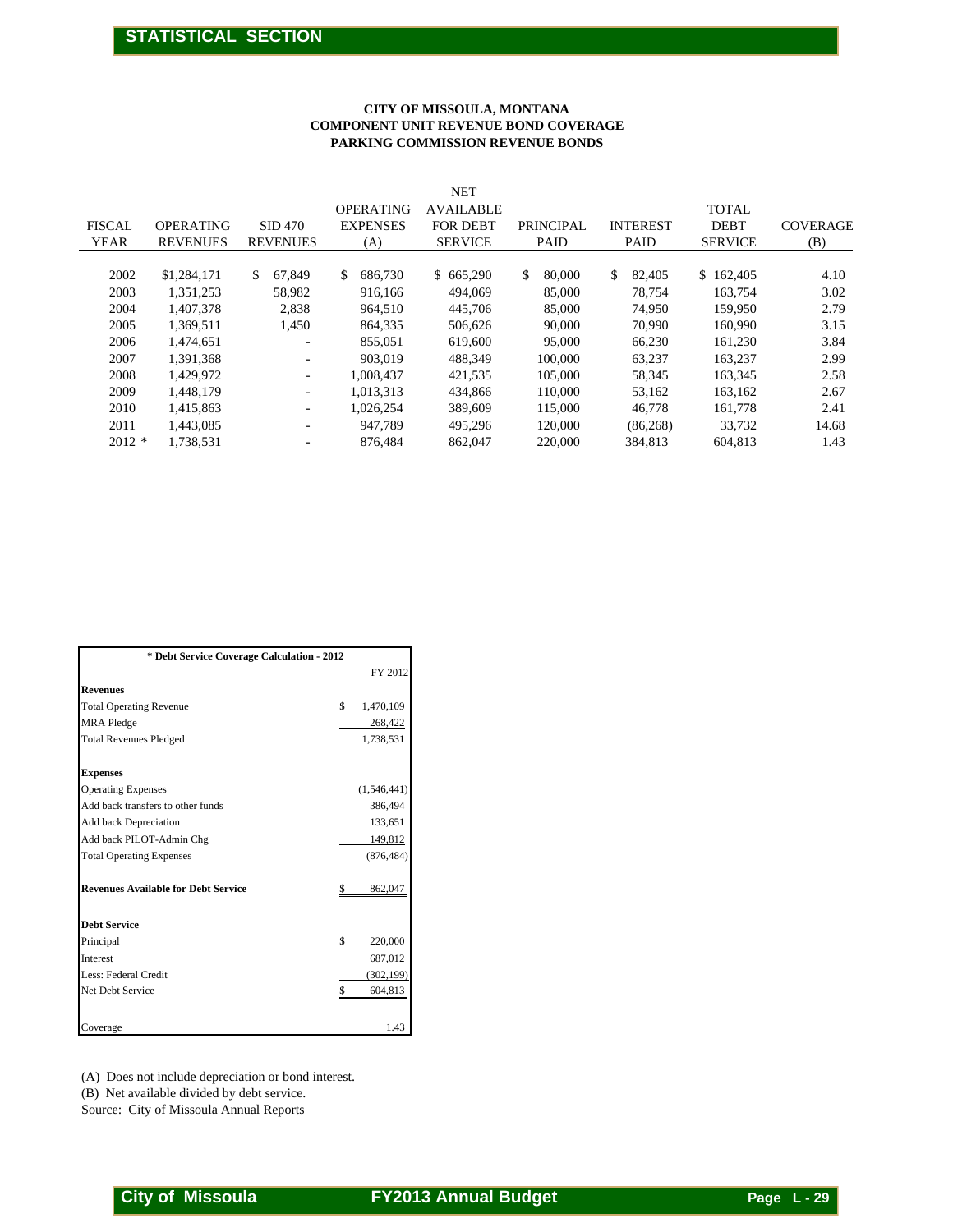## STATISTICAL SECTION

**CITY OF MISSOULA, MONTANA**
**COMPONENT UNIT REVENUE BOND COVERAGE**
**PARKING COMMISSION REVENUE BONDS**

| FISCAL YEAR | OPERATING REVENUES | SID 470 REVENUES | OPERATING EXPENSES (A) | NET AVAILABLE FOR DEBT SERVICE | PRINCIPAL PAID | INTEREST PAID | TOTAL DEBT SERVICE | COVERAGE (B) |
|---|---|---|---|---|---|---|---|---|
| 2002 | $1,284,171 | $ 67,849 | $ 686,730 | $ 665,290 | $ 80,000 | $ 82,405 | $ 162,405 | 4.10 |
| 2003 | 1,351,253 | 58,982 | 916,166 | 494,069 | 85,000 | 78,754 | 163,754 | 3.02 |
| 2004 | 1,407,378 | 2,838 | 964,510 | 445,706 | 85,000 | 74,950 | 159,950 | 2.79 |
| 2005 | 1,369,511 | 1,450 | 864,335 | 506,626 | 90,000 | 70,990 | 160,990 | 3.15 |
| 2006 | 1,474,651 | - | 855,051 | 619,600 | 95,000 | 66,230 | 161,230 | 3.84 |
| 2007 | 1,391,368 | - | 903,019 | 488,349 | 100,000 | 63,237 | 163,237 | 2.99 |
| 2008 | 1,429,972 | - | 1,008,437 | 421,535 | 105,000 | 58,345 | 163,345 | 2.58 |
| 2009 | 1,448,179 | - | 1,013,313 | 434,866 | 110,000 | 53,162 | 163,162 | 2.67 |
| 2010 | 1,415,863 | - | 1,026,254 | 389,609 | 115,000 | 46,778 | 161,778 | 2.41 |
| 2011 | 1,443,085 | - | 947,789 | 495,296 | 120,000 | (86,268) | 33,732 | 14.68 |
| 2012 * | 1,738,531 | - | 876,484 | 862,047 | 220,000 | 384,813 | 604,813 | 1.43 |

| * Debt Service Coverage Calculation - 2012 | FY 2012 |
|---|---|
| **Revenues** | |
| Total Operating Revenue | $ 1,470,109 |
| MRA Pledge | 268,422 |
| Total Revenues Pledged | 1,738,531 |
| | |
| **Expenses** | |
| Operating Expenses | (1,546,441) |
| Add back transfers to other funds | 386,494 |
| Add back Depreciation | 133,651 |
| Add back PILOT-Admin Chg | 149,812 |
| Total Operating Expenses | (876,484) |
| | |
| **Revenues Available for Debt Service** | $ 862,047 |
| | |
| **Debt Service** | |
| Principal | $ 220,000 |
| Interest | 687,012 |
| Less: Federal Credit | (302,199) |
| Net Debt Service | $ 604,813 |
| | |
| Coverage | 1.43 |

(A) Does not include depreciation or bond interest.
(B) Net available divided by debt service.
Source: City of Missoula Annual Reports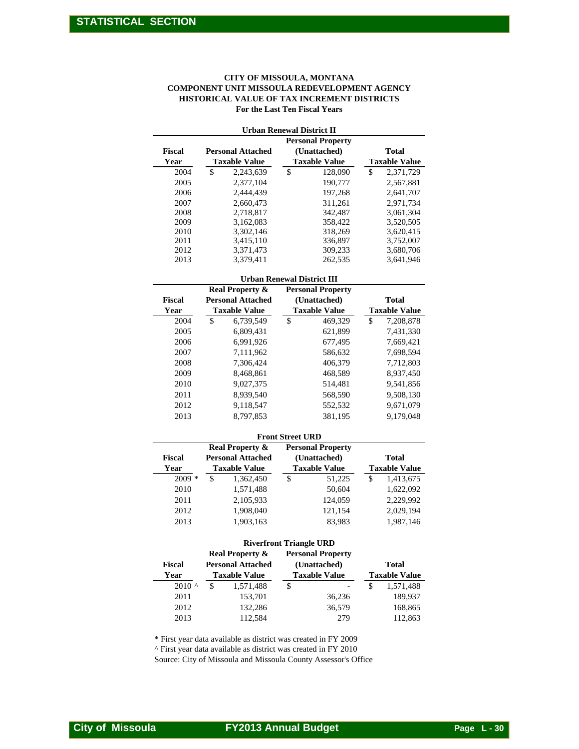# CITY OF MISSOULA, MONTANA
## COMPONENT UNIT MISSOULA REDEVELOPMENT AGENCY
## HISTORICAL VALUE OF TAX INCREMENT DISTRICTS
### For the Last Ten Fiscal Years

**Urban Renewal District II**

| Fiscal Year | Personal Attached Taxable Value | Personal Property (Unattached) Taxable Value | Total Taxable Value |
|---|---|---|---|
| 2004 | $ 2,243,639 | $ 128,090 | $ 2,371,729 |
| 2005 | 2,377,104 | 190,777 | 2,567,881 |
| 2006 | 2,444,439 | 197,268 | 2,641,707 |
| 2007 | 2,660,473 | 311,261 | 2,971,734 |
| 2008 | 2,718,817 | 342,487 | 3,061,304 |
| 2009 | 3,162,083 | 358,422 | 3,520,505 |
| 2010 | 3,302,146 | 318,269 | 3,620,415 |
| 2011 | 3,415,110 | 336,897 | 3,752,007 |
| 2012 | 3,371,473 | 309,233 | 3,680,706 |
| 2013 | 3,379,411 | 262,535 | 3,641,946 |

**Urban Renewal District III**

| Fiscal Year | Real Property & Personal Attached Taxable Value | Personal Property (Unattached) Taxable Value | Total Taxable Value |
|---|---|---|---|
| 2004 | $ 6,739,549 | $ 469,329 | $ 7,208,878 |
| 2005 | 6,809,431 | 621,899 | 7,431,330 |
| 2006 | 6,991,926 | 677,495 | 7,669,421 |
| 2007 | 7,111,962 | 586,632 | 7,698,594 |
| 2008 | 7,306,424 | 406,379 | 7,712,803 |
| 2009 | 8,468,861 | 468,589 | 8,937,450 |
| 2010 | 9,027,375 | 514,481 | 9,541,856 |
| 2011 | 8,939,540 | 568,590 | 9,508,130 |
| 2012 | 9,118,547 | 552,532 | 9,671,079 |
| 2013 | 8,797,853 | 381,195 | 9,179,048 |

**Front Street URD**

| Fiscal Year | Real Property & Personal Attached Taxable Value | Personal Property (Unattached) Taxable Value | Total Taxable Value |
|---|---|---|---|
| 2009 * | $ 1,362,450 | $ 51,225 | $ 1,413,675 |
| 2010 | 1,571,488 | 50,604 | 1,622,092 |
| 2011 | 2,105,933 | 124,059 | 2,229,992 |
| 2012 | 1,908,040 | 121,154 | 2,029,194 |
| 2013 | 1,903,163 | 83,983 | 1,987,146 |

**Riverfront Triangle URD**

| Fiscal Year | Real Property & Personal Attached Taxable Value | Personal Property (Unattached) Taxable Value | Total Taxable Value |
|---|---|---|---|
| 2010 ^ | $ 1,571,488 | $ - | $ 1,571,488 |
| 2011 | 153,701 | 36,236 | 189,937 |
| 2012 | 132,286 | 36,579 | 168,865 |
| 2013 | 112,584 | 279 | 112,863 |

* First year data available as district was created in FY 2009

^ First year data available as district was created in FY 2010

Source: City of Missoula and Missoula County Assessor's Office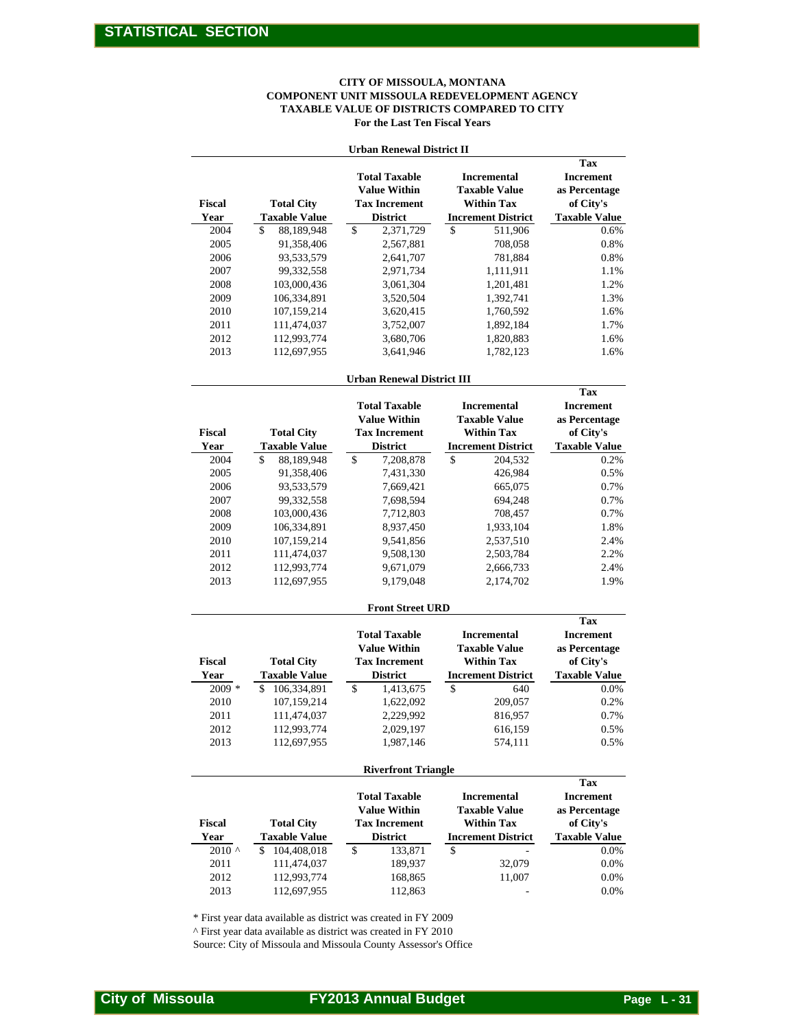## STATISTICAL SECTION

**CITY OF MISSOULA, MONTANA**
**COMPONENT UNIT MISSOULA REDEVELOPMENT AGENCY**
**TAXABLE VALUE OF DISTRICTS COMPARED TO CITY**
**For the Last Ten Fiscal Years**

**Urban Renewal District II**

| Fiscal Year | Total City Taxable Value | Total Taxable Value Within Tax Increment District | Incremental Taxable Value Within Tax Increment District | Tax Increment as Percentage of City's Taxable Value |
|---|---|---|---|---|
| 2004 | $ 88,189,948 | $ 2,371,729 | $ 511,906 | 0.6% |
| 2005 | 91,358,406 | 2,567,881 | 708,058 | 0.8% |
| 2006 | 93,533,579 | 2,641,707 | 781,884 | 0.8% |
| 2007 | 99,332,558 | 2,971,734 | 1,111,911 | 1.1% |
| 2008 | 103,000,436 | 3,061,304 | 1,201,481 | 1.2% |
| 2009 | 106,334,891 | 3,520,504 | 1,392,741 | 1.3% |
| 2010 | 107,159,214 | 3,620,415 | 1,760,592 | 1.6% |
| 2011 | 111,474,037 | 3,752,007 | 1,892,184 | 1.7% |
| 2012 | 112,993,774 | 3,680,706 | 1,820,883 | 1.6% |
| 2013 | 112,697,955 | 3,641,946 | 1,782,123 | 1.6% |

**Urban Renewal District III**

| Fiscal Year | Total City Taxable Value | Total Taxable Value Within Tax Increment District | Incremental Taxable Value Within Tax Increment District | Tax Increment as Percentage of City's Taxable Value |
|---|---|---|---|---|
| 2004 | $ 88,189,948 | $ 7,208,878 | $ 204,532 | 0.2% |
| 2005 | 91,358,406 | 7,431,330 | 426,984 | 0.5% |
| 2006 | 93,533,579 | 7,669,421 | 665,075 | 0.7% |
| 2007 | 99,332,558 | 7,698,594 | 694,248 | 0.7% |
| 2008 | 103,000,436 | 7,712,803 | 708,457 | 0.7% |
| 2009 | 106,334,891 | 8,937,450 | 1,933,104 | 1.8% |
| 2010 | 107,159,214 | 9,541,856 | 2,537,510 | 2.4% |
| 2011 | 111,474,037 | 9,508,130 | 2,503,784 | 2.2% |
| 2012 | 112,993,774 | 9,671,079 | 2,666,733 | 2.4% |
| 2013 | 112,697,955 | 9,179,048 | 2,174,702 | 1.9% |

**Front Street URD**

| Fiscal Year | Total City Taxable Value | Total Taxable Value Within Tax Increment District | Incremental Taxable Value Within Tax Increment District | Tax Increment as Percentage of City's Taxable Value |
|---|---|---|---|---|
| 2009 * | $ 106,334,891 | $ 1,413,675 | $ 640 | 0.0% |
| 2010 | 107,159,214 | 1,622,092 | 209,057 | 0.2% |
| 2011 | 111,474,037 | 2,229,992 | 816,957 | 0.7% |
| 2012 | 112,993,774 | 2,029,197 | 616,159 | 0.5% |
| 2013 | 112,697,955 | 1,987,146 | 574,111 | 0.5% |

**Riverfront Triangle**

| Fiscal Year | Total City Taxable Value | Total Taxable Value Within Tax Increment District | Incremental Taxable Value Within Tax Increment District | Tax Increment as Percentage of City's Taxable Value |
|---|---|---|---|---|
| 2010 ^ | $ 104,408,018 | $ 133,871 | $ - | 0.0% |
| 2011 | 111,474,037 | 189,937 | 32,079 | 0.0% |
| 2012 | 112,993,774 | 168,865 | 11,007 | 0.0% |
| 2013 | 112,697,955 | 112,863 | - | 0.0% |

* First year data available as district was created in FY 2009

^ First year data available as district was created in FY 2010

Source: City of Missoula and Missoula County Assessor's Office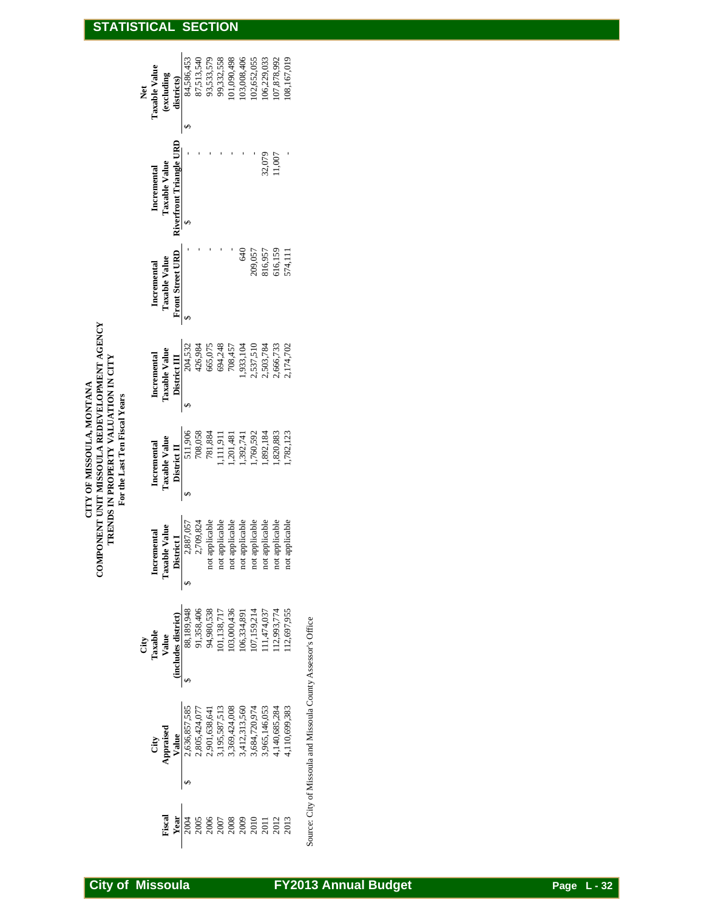## STATISTICAL SECTION

**CITY OF MISSOULA, MONTANA**
**COMPONENT UNIT MISSOULA REDEVELOPMENT AGENCY**
**TRENDS IN PROPERTY VALUATION IN CITY**
**For the Last Ten Fiscal Years**

| Fiscal Year | City Appraised Value | City Taxable Value (includes district) | Incremental Taxable Value District I | Incremental Taxable Value District II | Incremental Taxable Value District III | Incremental Taxable Value Front Street URD | Incremental Taxable Value Riverfront Triangle URD | Net Taxable Value (excluding districts) |
|---|---|---|---|---|---|---|---|---|
| 2004 | $ 2,636,857,585 | $ 88,189,948 | $ 2,887,057 | $ 511,906 | $ 204,532 | $ - | $ - | $ 84,586,453 |
| 2005 | 2,805,424,077 | 91,358,406 | 2,709,824 | 708,058 | 426,984 | - | - | 87,513,540 |
| 2006 | 2,901,638,641 | 94,980,538 | not applicable | 781,884 | 665,075 | - | - | 93,533,579 |
| 2007 | 3,195,587,513 | 101,138,717 | not applicable | 1,111,911 | 694,248 | - | - | 99,332,558 |
| 2008 | 3,369,424,008 | 103,000,436 | not applicable | 1,201,481 | 708,457 | - | - | 101,090,498 |
| 2009 | 3,412,313,560 | 106,334,891 | not applicable | 1,392,741 | 1,933,104 | 640 | - | 103,008,406 |
| 2010 | 3,684,720,974 | 107,159,214 | not applicable | 1,760,592 | 2,537,510 | 209,057 | - | 102,652,055 |
| 2011 | 3,965,146,053 | 111,474,037 | not applicable | 1,892,184 | 2,503,784 | 816,957 | 32,079 | 106,229,033 |
| 2012 | 4,140,685,284 | 112,993,774 | not applicable | 1,820,883 | 2,666,733 | 616,159 | 11,007 | 107,878,992 |
| 2013 | 4,110,699,383 | 112,697,955 | not applicable | 1,782,123 | 2,174,702 | 574,111 | - | 108,167,019 |

Source: City of Missoula and Missoula County Assessor's Office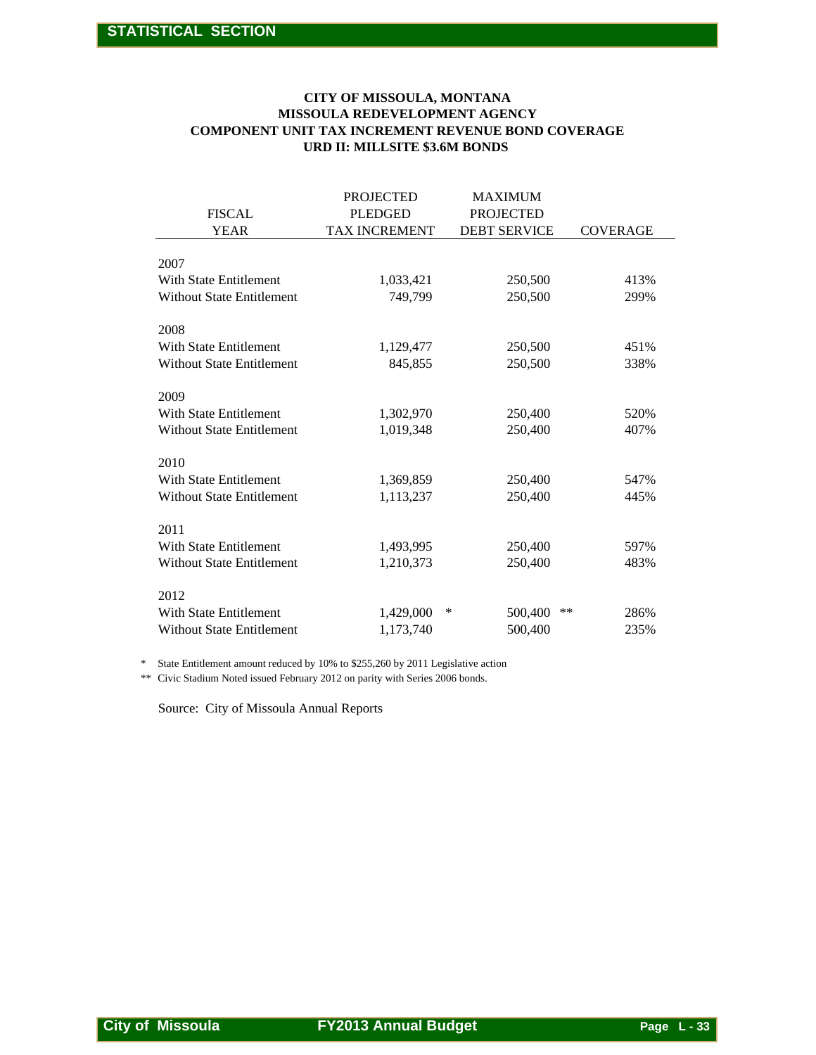# STATISTICAL SECTION

### CITY OF MISSOULA, MONTANA
### MISSOULA REDEVELOPMENT AGENCY
### COMPONENT UNIT TAX INCREMENT REVENUE BOND COVERAGE
### URD II: MILLSITE $3.6M BONDS

| FISCAL YEAR | PROJECTED PLEDGED TAX INCREMENT | MAXIMUM PROJECTED DEBT SERVICE | COVERAGE |
|---|---|---|---|
| **2007** | | | |
| With State Entitlement | 1,033,421 | 250,500 | 413% |
| Without State Entitlement | 749,799 | 250,500 | 299% |
| **2008** | | | |
| With State Entitlement | 1,129,477 | 250,500 | 451% |
| Without State Entitlement | 845,855 | 250,500 | 338% |
| **2009** | | | |
| With State Entitlement | 1,302,970 | 250,400 | 520% |
| Without State Entitlement | 1,019,348 | 250,400 | 407% |
| **2010** | | | |
| With State Entitlement | 1,369,859 | 250,400 | 547% |
| Without State Entitlement | 1,113,237 | 250,400 | 445% |
| **2011** | | | |
| With State Entitlement | 1,493,995 | 250,400 | 597% |
| Without State Entitlement | 1,210,373 | 250,400 | 483% |
| **2012** | | | |
| With State Entitlement | 1,429,000 * | 500,400 ** | 286% |
| Without State Entitlement | 1,173,740 | 500,400 | 235% |

\* State Entitlement amount reduced by 10% to $255,260 by 2011 Legislative action

** Civic Stadium Noted issued February 2012 on parity with Series 2006 bonds.

Source: City of Missoula Annual Reports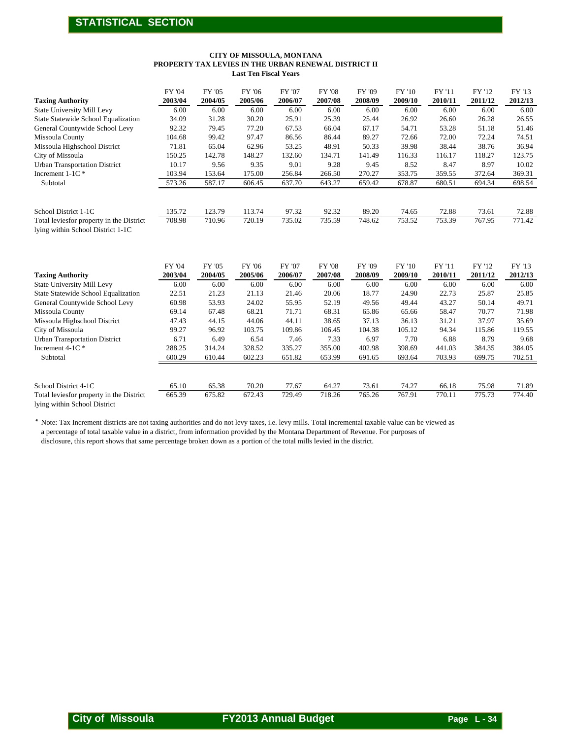## STATISTICAL SECTION

**CITY OF MISSOULA, MONTANA**
**PROPERTY TAX LEVIES IN THE URBAN RENEWAL DISTRICT II**
**Last Ten Fiscal Years**

| Taxing Authority | FY '04 2003/04 | FY '05 2004/05 | FY '06 2005/06 | FY '07 2006/07 | FY '08 2007/08 | FY '09 2008/09 | FY '10 2009/10 | FY '11 2010/11 | FY '12 2011/12 | FY '13 2012/13 |
|---|---|---|---|---|---|---|---|---|---|---|
| State University Mill Levy | 6.00 | 6.00 | 6.00 | 6.00 | 6.00 | 6.00 | 6.00 | 6.00 | 6.00 | 6.00 |
| State Statewide School Equalization | 34.09 | 31.28 | 30.20 | 25.91 | 25.39 | 25.44 | 26.92 | 26.60 | 26.28 | 26.55 |
| General Countywide School Levy | 92.32 | 79.45 | 77.20 | 67.53 | 66.04 | 67.17 | 54.71 | 53.28 | 51.18 | 51.46 |
| Missoula County | 104.68 | 99.42 | 97.47 | 86.56 | 86.44 | 89.27 | 72.66 | 72.00 | 72.24 | 74.51 |
| Missoula Highschool District | 71.81 | 65.04 | 62.96 | 53.25 | 48.91 | 50.33 | 39.98 | 38.44 | 38.76 | 36.94 |
| City of Missoula | 150.25 | 142.78 | 148.27 | 132.60 | 134.71 | 141.49 | 116.33 | 116.17 | 118.27 | 123.75 |
| Urban Transportation District | 10.17 | 9.56 | 9.35 | 9.01 | 9.28 | 9.45 | 8.52 | 8.47 | 8.97 | 10.02 |
| Increment 1-1C * | 103.94 | 153.64 | 175.00 | 256.84 | 266.50 | 270.27 | 353.75 | 359.55 | 372.64 | 369.31 |
| Subtotal | 573.26 | 587.17 | 606.45 | 637.70 | 643.27 | 659.42 | 678.87 | 680.51 | 694.34 | 698.54 |
| | | | | | | | | | | |
| School District 1-1C | 135.72 | 123.79 | 113.74 | 97.32 | 92.32 | 89.20 | 74.65 | 72.88 | 73.61 | 72.88 |
| Total leviesfor property in the District lying within School District 1-1C | 708.98 | 710.96 | 720.19 | 735.02 | 735.59 | 748.62 | 753.52 | 753.39 | 767.95 | 771.42 |

| Taxing Authority | FY '04 2003/04 | FY '05 2004/05 | FY '06 2005/06 | FY '07 2006/07 | FY '08 2007/08 | FY '09 2008/09 | FY '10 2009/10 | FY '11 2010/11 | FY '12 2011/12 | FY '13 2012/13 |
|---|---|---|---|---|---|---|---|---|---|---|
| State University Mill Levy | 6.00 | 6.00 | 6.00 | 6.00 | 6.00 | 6.00 | 6.00 | 6.00 | 6.00 | 6.00 |
| State Statewide School Equalization | 22.51 | 21.23 | 21.13 | 21.46 | 20.06 | 18.77 | 24.90 | 22.73 | 25.87 | 25.85 |
| General Countywide School Levy | 60.98 | 53.93 | 24.02 | 55.95 | 52.19 | 49.56 | 49.44 | 43.27 | 50.14 | 49.71 |
| Missoula County | 69.14 | 67.48 | 68.21 | 71.71 | 68.31 | 65.86 | 65.66 | 58.47 | 70.77 | 71.98 |
| Missoula Highschool District | 47.43 | 44.15 | 44.06 | 44.11 | 38.65 | 37.13 | 36.13 | 31.21 | 37.97 | 35.69 |
| City of Missoula | 99.27 | 96.92 | 103.75 | 109.86 | 106.45 | 104.38 | 105.12 | 94.34 | 115.86 | 119.55 |
| Urban Transportation District | 6.71 | 6.49 | 6.54 | 7.46 | 7.33 | 6.97 | 7.70 | 6.88 | 8.79 | 9.68 |
| Increment 4-1C * | 288.25 | 314.24 | 328.52 | 335.27 | 355.00 | 402.98 | 398.69 | 441.03 | 384.35 | 384.05 |
| Subtotal | 600.29 | 610.44 | 602.23 | 651.82 | 653.99 | 691.65 | 693.64 | 703.93 | 699.75 | 702.51 |
| | | | | | | | | | | |
| School District 4-1C | 65.10 | 65.38 | 70.20 | 77.67 | 64.27 | 73.61 | 74.27 | 66.18 | 75.98 | 71.89 |
| Total leviesfor property in the District lying within School District | 665.39 | 675.82 | 672.43 | 729.49 | 718.26 | 765.26 | 767.91 | 770.11 | 775.73 | 774.40 |

* Note: Tax Increment districts are not taxing authorities and do not levy taxes, i.e. levy mills. Total incremental taxable value can be viewed as a percentage of total taxable value in a district, from information provided by the Montana Department of Revenue. For purposes of disclosure, this report shows that same percentage broken down as a portion of the total mills levied in the district.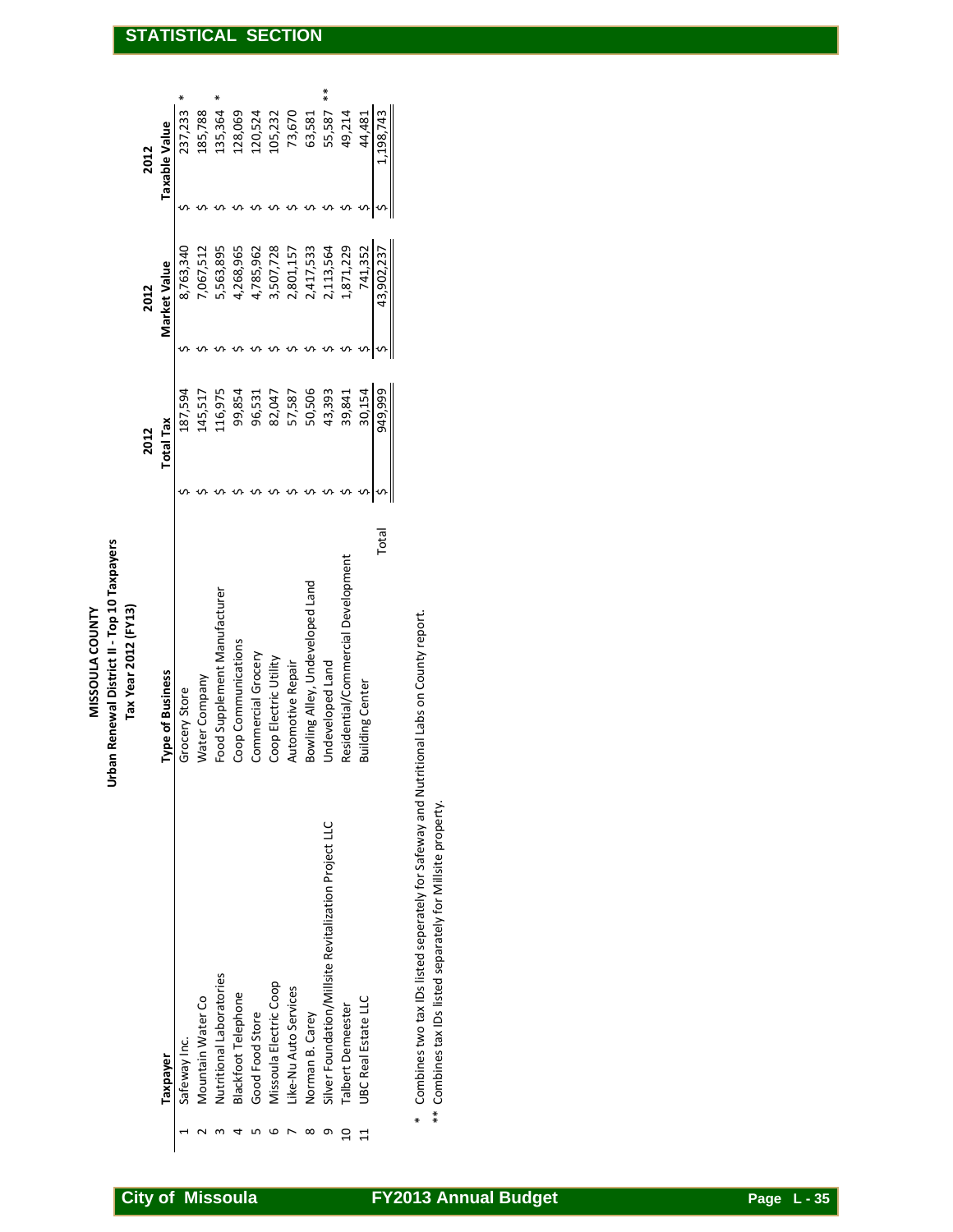# MISSOULA COUNTY

## Urban Renewal District II - Top 10 Taxpayers

### Tax Year 2012 (FY13)

| | Taxpayer | Type of Business | 2012 Total Tax | 2012 Market Value | 2012 Taxable Value | |
|---|---|---|---|---|---|---|
| 1 | Safeway Inc. | Grocery Store | $ 187,594 | $ 8,763,340 | $ 237,233 | * |
| 2 | Mountain Water Co | Water Company | $ 145,517 | $ 7,067,512 | $ 185,788 | |
| 3 | Nutritional Laboratories | Food Supplement Manufacturer | $ 116,975 | $ 5,563,895 | $ 135,364 | * |
| 4 | Blackfoot Telephone | Coop Communications | $ 99,854 | $ 4,268,965 | $ 128,069 | |
| 5 | Good Food Store | Commercial Grocery | $ 96,531 | $ 4,785,962 | $ 120,524 | |
| 6 | Missoula Electric Coop | Coop Electric Utility | $ 82,047 | $ 3,507,728 | $ 105,232 | |
| 7 | Like-Nu Auto Services | Automotive Repair | $ 57,587 | $ 2,801,157 | $ 73,670 | |
| 8 | Norman B. Carey | Bowling Alley, Undeveloped Land | $ 50,506 | $ 2,417,533 | $ 63,581 | |
| 9 | Silver Foundation/Millsite Revitalization Project LLC | Undeveloped Land | $ 43,393 | $ 2,113,564 | $ 55,587 | ** |
| 10 | Talbert Demeester | Residential/Commercial Development | $ 39,841 | $ 1,871,229 | $ 49,214 | |
| 11 | UBC Real Estate LLC | Building Center | $ 30,154 | $ 741,352 | $ 44,481 | |
| | | Total | $ 949,999 | $ 43,902,237 | $ 1,198,743 | |

\* Combines two tax IDs listed seperately for Safeway and Nutritional Labs on County report.

** Combines tax IDs listed separately for Millsite property.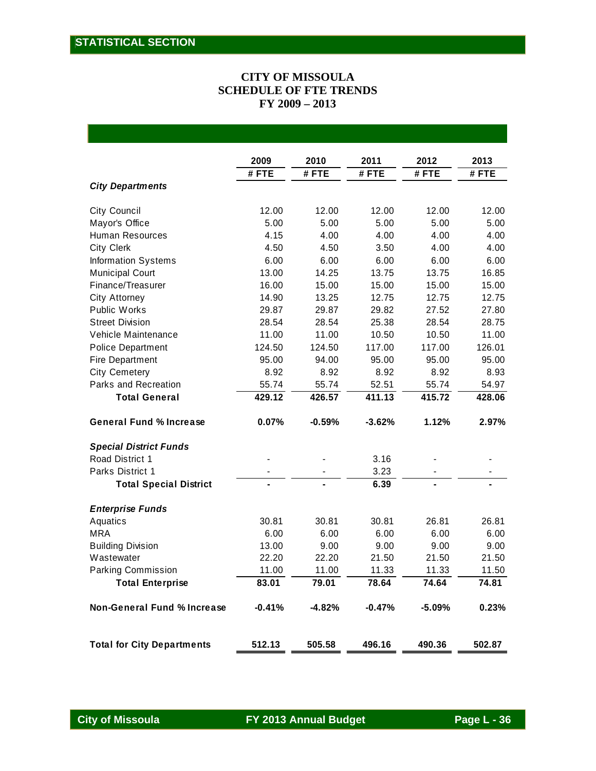STATISTICAL SECTION

# CITY OF MISSOULA
## SCHEDULE OF FTE TRENDS
## FY 2009 – 2013

| | 2009 # FTE | 2010 # FTE | 2011 # FTE | 2012 # FTE | 2013 # FTE |
|---|---|---|---|---|---|
| ***City Departments*** | | | | | |
| City Council | 12.00 | 12.00 | 12.00 | 12.00 | 12.00 |
| Mayor's Office | 5.00 | 5.00 | 5.00 | 5.00 | 5.00 |
| Human Resources | 4.15 | 4.00 | 4.00 | 4.00 | 4.00 |
| City Clerk | 4.50 | 4.50 | 3.50 | 4.00 | 4.00 |
| Information Systems | 6.00 | 6.00 | 6.00 | 6.00 | 6.00 |
| Municipal Court | 13.00 | 14.25 | 13.75 | 13.75 | 16.85 |
| Finance/Treasurer | 16.00 | 15.00 | 15.00 | 15.00 | 15.00 |
| City Attorney | 14.90 | 13.25 | 12.75 | 12.75 | 12.75 |
| Public Works | 29.87 | 29.87 | 29.82 | 27.52 | 27.80 |
| Street Division | 28.54 | 28.54 | 25.38 | 28.54 | 28.75 |
| Vehicle Maintenance | 11.00 | 11.00 | 10.50 | 10.50 | 11.00 |
| Police Department | 124.50 | 124.50 | 117.00 | 117.00 | 126.01 |
| Fire Department | 95.00 | 94.00 | 95.00 | 95.00 | 95.00 |
| City Cemetery | 8.92 | 8.92 | 8.92 | 8.92 | 8.93 |
| Parks and Recreation | 55.74 | 55.74 | 52.51 | 55.74 | 54.97 |
| **Total General** | **429.12** | **426.57** | **411.13** | **415.72** | **428.06** |
| **General Fund % Increase** | **0.07%** | **-0.59%** | **-3.62%** | **1.12%** | **2.97%** |
| ***Special District Funds*** | | | | | |
| Road District 1 | - | - | 3.16 | - | - |
| Parks District 1 | - | - | 3.23 | - | - |
| **Total Special District** | **-** | **-** | **6.39** | **-** | **-** |
| ***Enterprise Funds*** | | | | | |
| Aquatics | 30.81 | 30.81 | 30.81 | 26.81 | 26.81 |
| MRA | 6.00 | 6.00 | 6.00 | 6.00 | 6.00 |
| Building Division | 13.00 | 9.00 | 9.00 | 9.00 | 9.00 |
| Wastewater | 22.20 | 22.20 | 21.50 | 21.50 | 21.50 |
| Parking Commission | 11.00 | 11.00 | 11.33 | 11.33 | 11.50 |
| **Total Enterprise** | **83.01** | **79.01** | **78.64** | **74.64** | **74.81** |
| **Non-General Fund % Increase** | **-0.41%** | **-4.82%** | **-0.47%** | **-5.09%** | **0.23%** |
| **Total for City Departments** | **512.13** | **505.58** | **496.16** | **490.36** | **502.87** |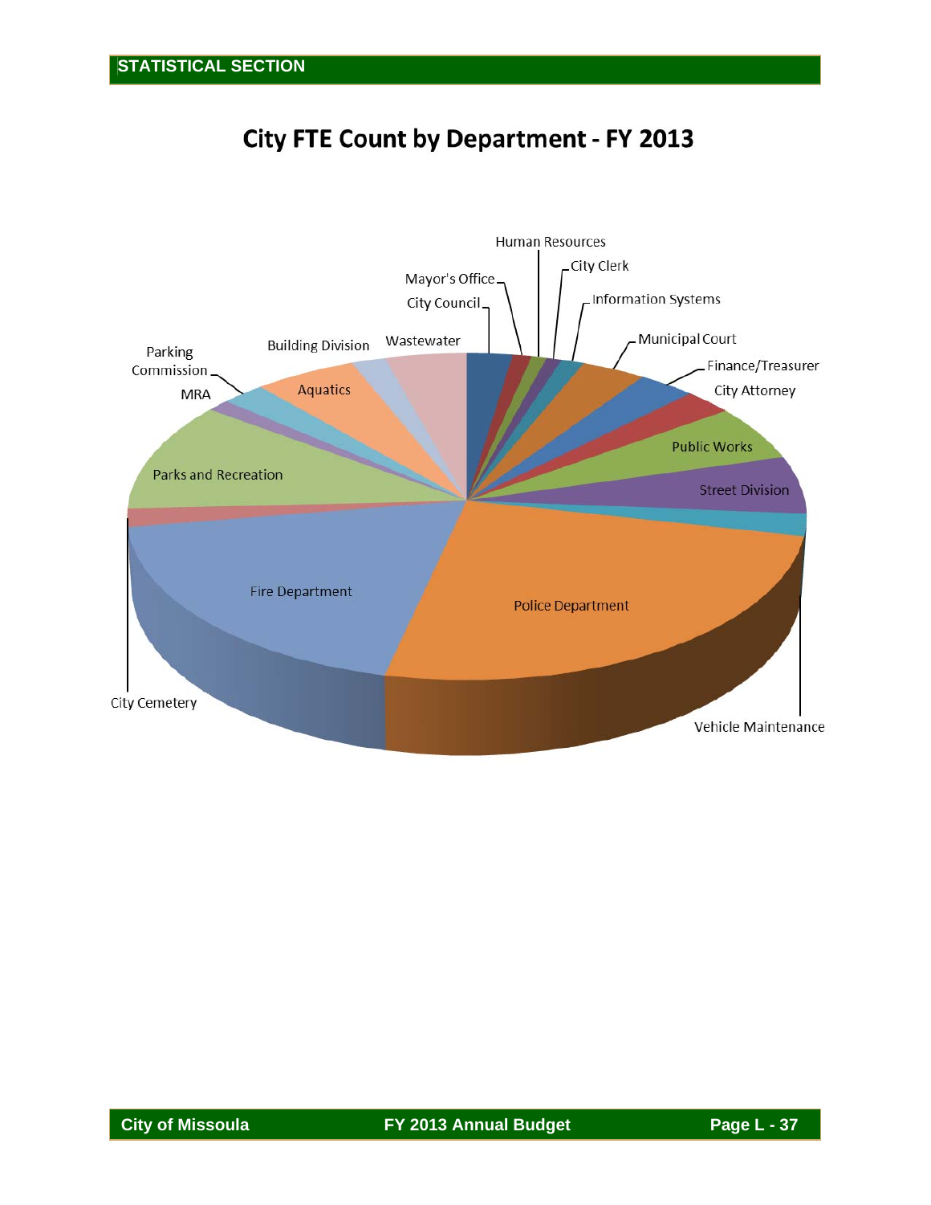# City FTE Count by Department - FY 2013

Human Resources

City Clerk

Mayor's Office

Information Systems

City Council

Wastewater

Municipal Court

Building Division

Parking Commission

Finance/Treasurer

City Attorney

Aquatics

MRA

Public Works

Parks and Recreation

Street Division

Fire Department

Police Department

City Cemetery

Vehicle Maintenance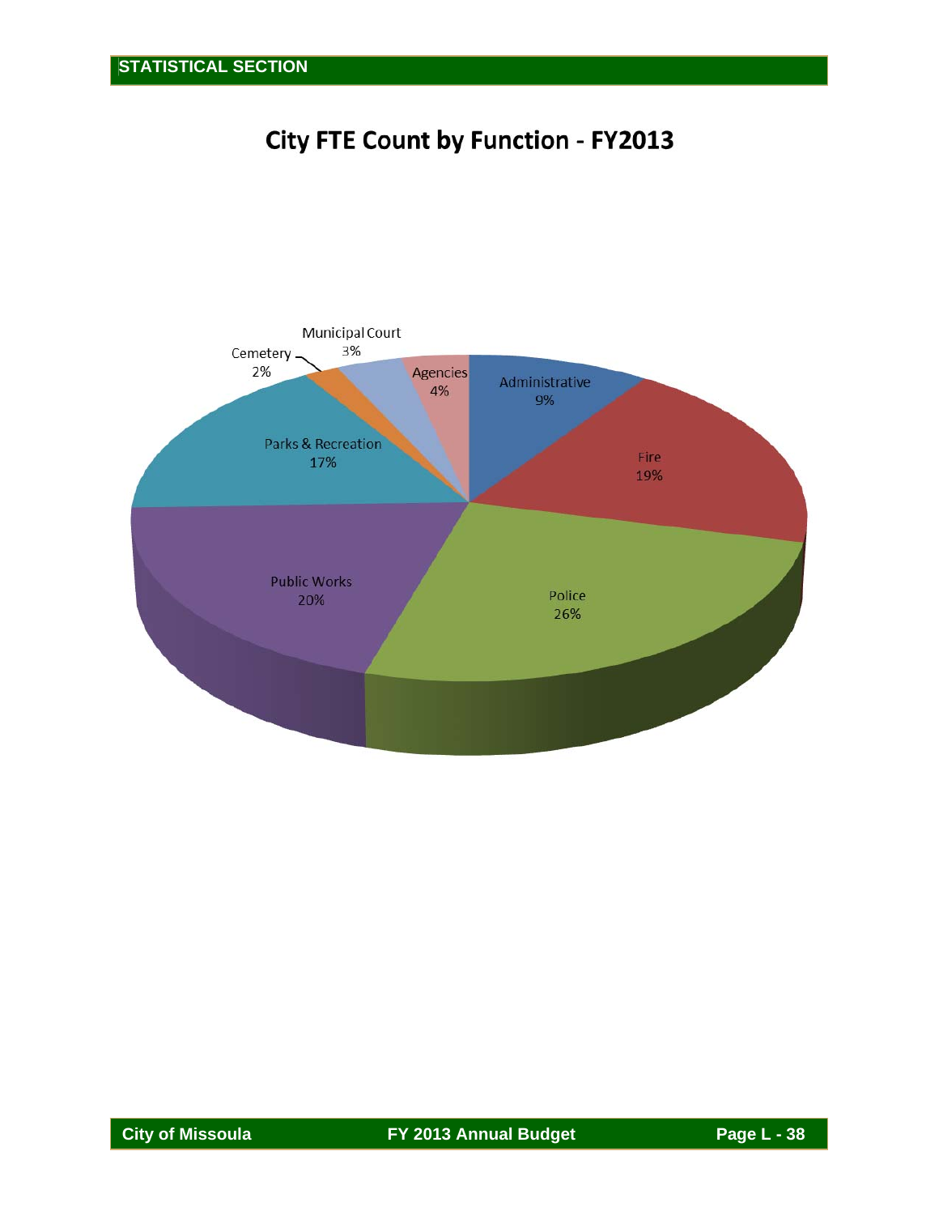# City FTE Count by Function - FY2013

| Function | Percent |
| --- | --- |
| Administrative | 9% |
| Fire | 19% |
| Police | 26% |
| Public Works | 20% |
| Parks & Recreation | 17% |
| Cemetery | 2% |
| Municipal Court | 3% |
| Agencies | 4% |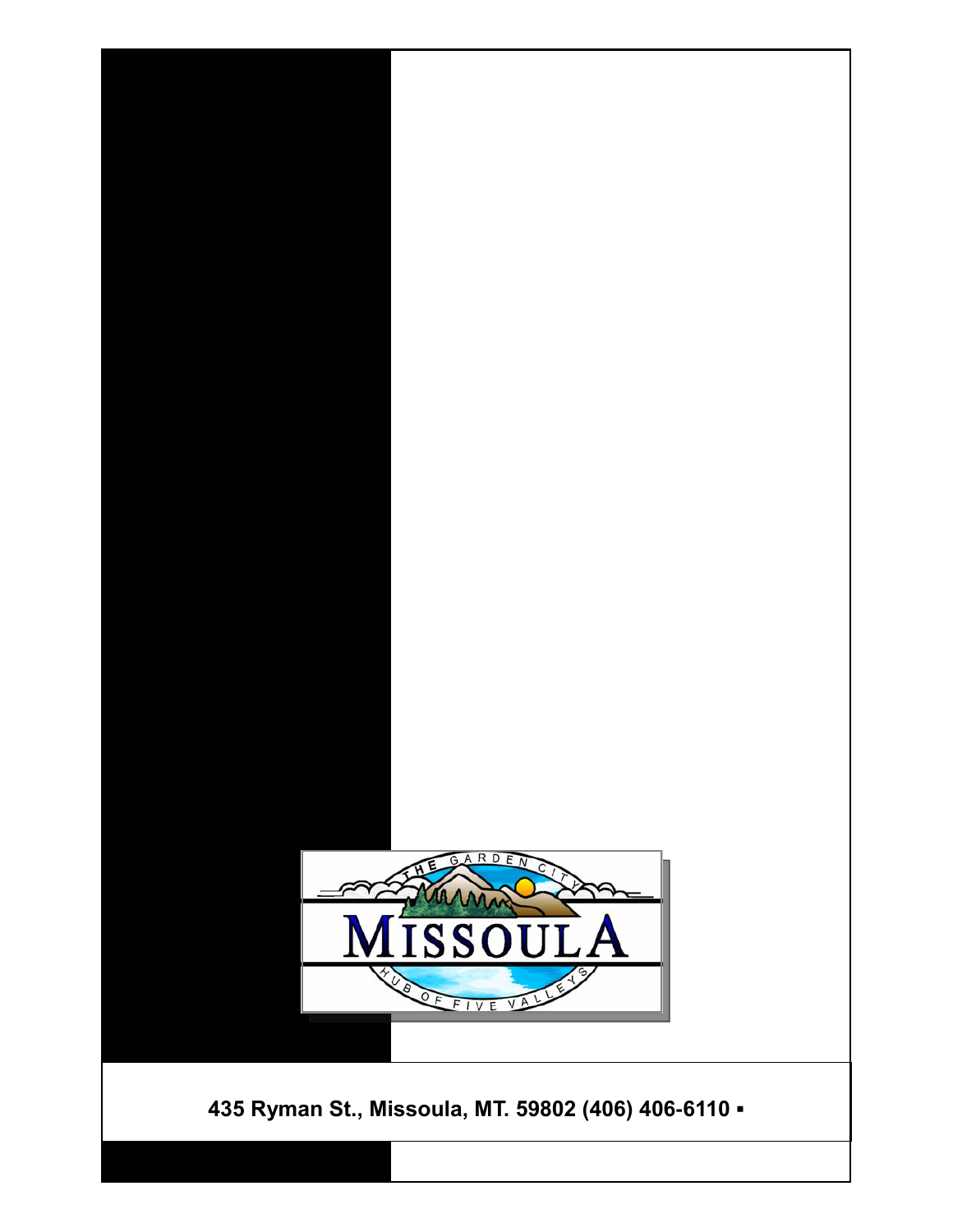435 Ryman St., Missoula, MT. 59802 (406) 406-6110 ▪